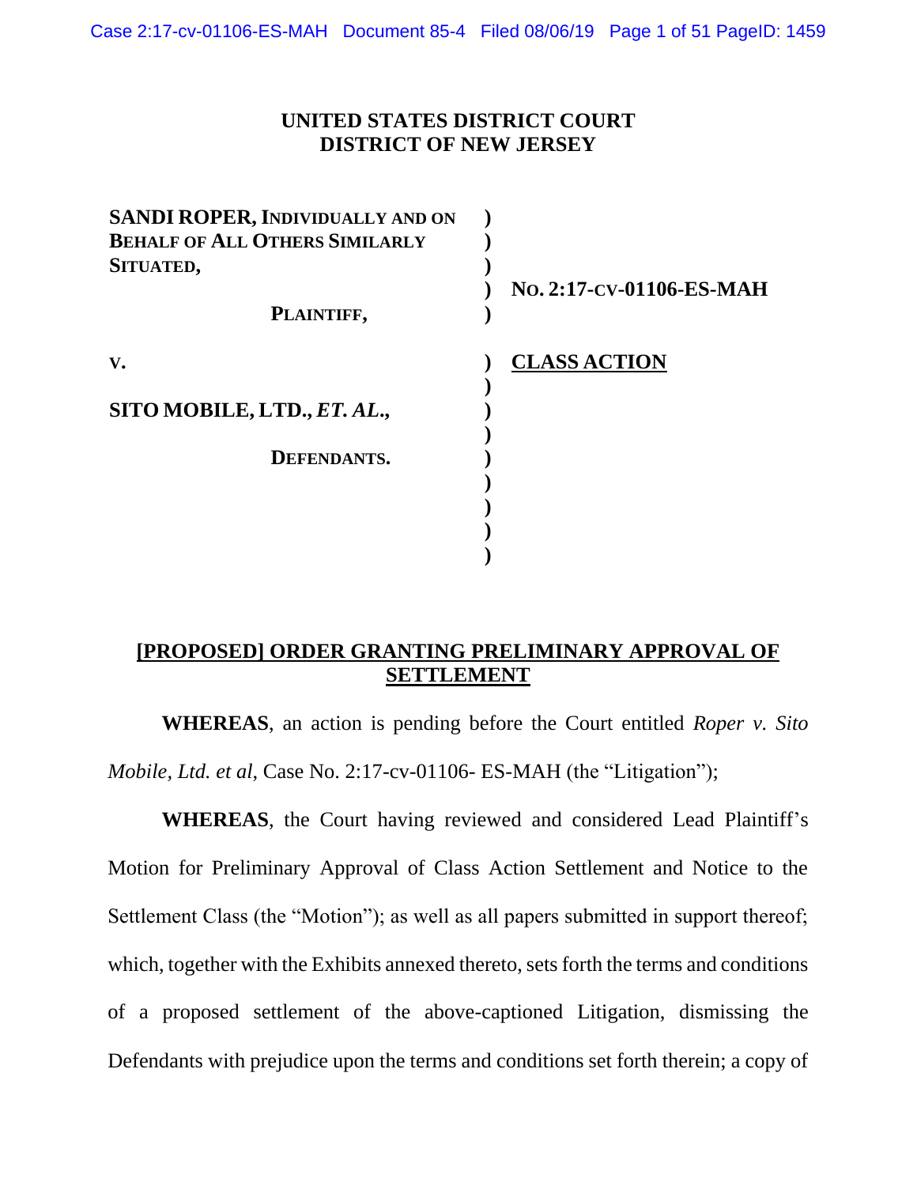**UNITED STATES DISTRICT COURT**
**DISTRICT OF NEW JERSEY**

| | | |
|---|---|---|
| **SANDI ROPER, INDIVIDUALLY AND ON BEHALF OF ALL OTHERS SIMILARLY SITUATED,** | ) | **NO. 2:17-CV-01106-ES-MAH** |
| **PLAINTIFF,** | ) | |
| **V.** | ) | **CLASS ACTION** |
| **SITO MOBILE, LTD., *ET. AL.*,** | ) | |
| **DEFENDANTS.** | ) | |

## [PROPOSED] ORDER GRANTING PRELIMINARY APPROVAL OF SETTLEMENT

**WHEREAS**, an action is pending before the Court entitled *Roper v. Sito Mobile, Ltd. et al*, Case No. 2:17-cv-01106- ES-MAH (the "Litigation");

**WHEREAS**, the Court having reviewed and considered Lead Plaintiff's Motion for Preliminary Approval of Class Action Settlement and Notice to the Settlement Class (the "Motion"); as well as all papers submitted in support thereof; which, together with the Exhibits annexed thereto, sets forth the terms and conditions of a proposed settlement of the above-captioned Litigation, dismissing the Defendants with prejudice upon the terms and conditions set forth therein; a copy of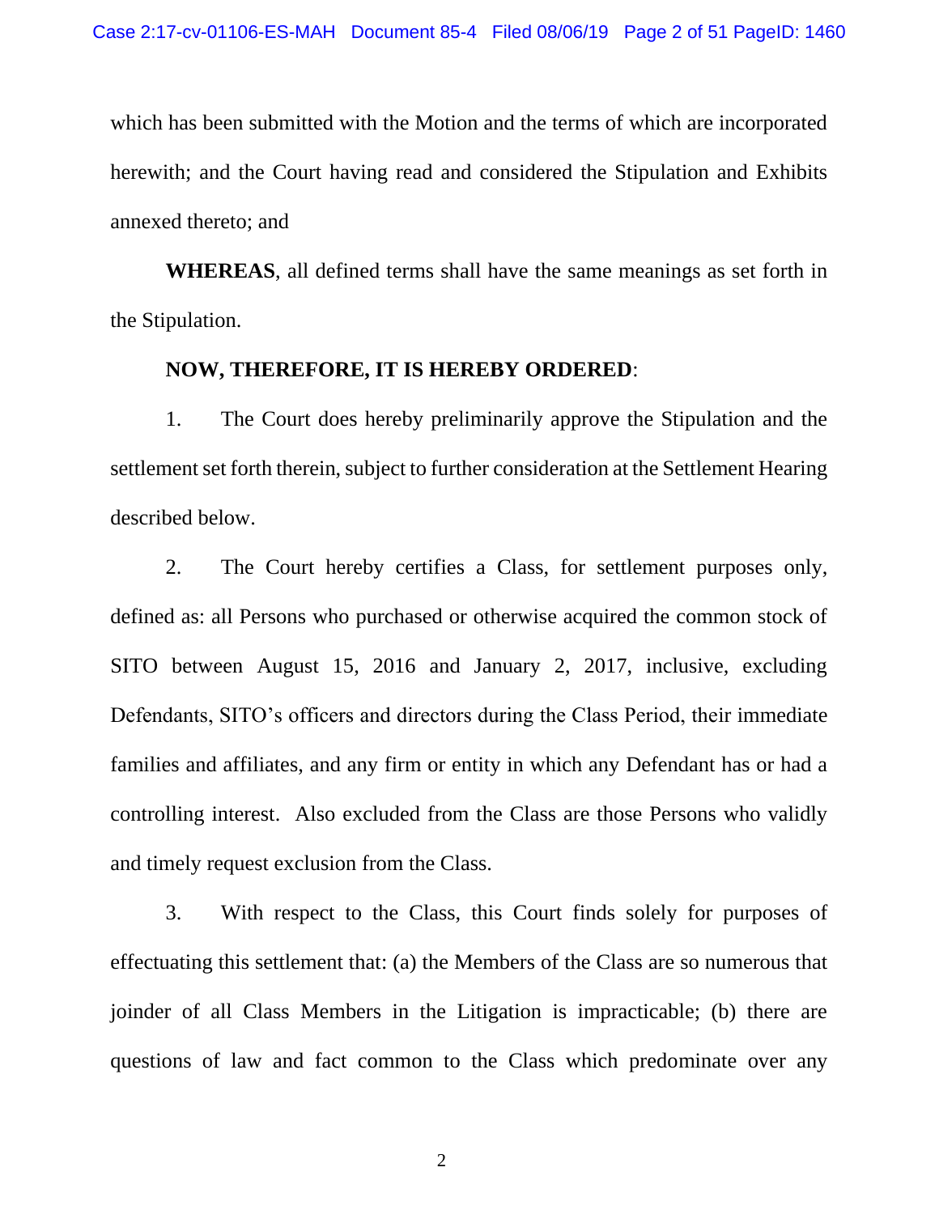which has been submitted with the Motion and the terms of which are incorporated herewith; and the Court having read and considered the Stipulation and Exhibits annexed thereto; and

**WHEREAS**, all defined terms shall have the same meanings as set forth in the Stipulation.

**NOW, THEREFORE, IT IS HEREBY ORDERED**:

1. The Court does hereby preliminarily approve the Stipulation and the settlement set forth therein, subject to further consideration at the Settlement Hearing described below.

2. The Court hereby certifies a Class, for settlement purposes only, defined as: all Persons who purchased or otherwise acquired the common stock of SITO between August 15, 2016 and January 2, 2017, inclusive, excluding Defendants, SITO's officers and directors during the Class Period, their immediate families and affiliates, and any firm or entity in which any Defendant has or had a controlling interest. Also excluded from the Class are those Persons who validly and timely request exclusion from the Class.

3. With respect to the Class, this Court finds solely for purposes of effectuating this settlement that: (a) the Members of the Class are so numerous that joinder of all Class Members in the Litigation is impracticable; (b) there are questions of law and fact common to the Class which predominate over any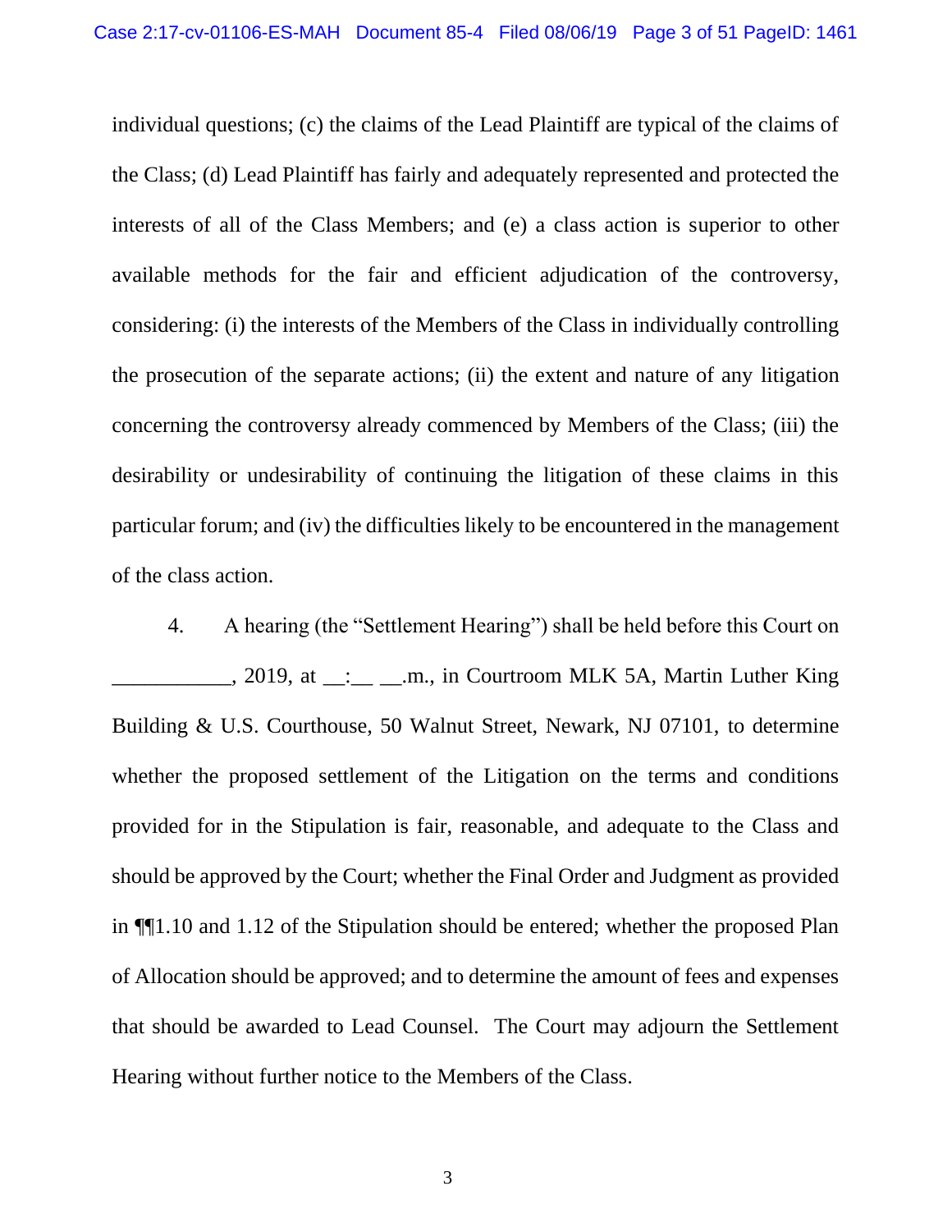individual questions; (c) the claims of the Lead Plaintiff are typical of the claims of the Class; (d) Lead Plaintiff has fairly and adequately represented and protected the interests of all of the Class Members; and (e) a class action is superior to other available methods for the fair and efficient adjudication of the controversy, considering: (i) the interests of the Members of the Class in individually controlling the prosecution of the separate actions; (ii) the extent and nature of any litigation concerning the controversy already commenced by Members of the Class; (iii) the desirability or undesirability of continuing the litigation of these claims in this particular forum; and (iv) the difficulties likely to be encountered in the management of the class action.

4. A hearing (the "Settlement Hearing") shall be held before this Court on ___________, 2019, at __:__ __.m., in Courtroom MLK 5A, Martin Luther King Building & U.S. Courthouse, 50 Walnut Street, Newark, NJ 07101, to determine whether the proposed settlement of the Litigation on the terms and conditions provided for in the Stipulation is fair, reasonable, and adequate to the Class and should be approved by the Court; whether the Final Order and Judgment as provided in ¶¶1.10 and 1.12 of the Stipulation should be entered; whether the proposed Plan of Allocation should be approved; and to determine the amount of fees and expenses that should be awarded to Lead Counsel. The Court may adjourn the Settlement Hearing without further notice to the Members of the Class.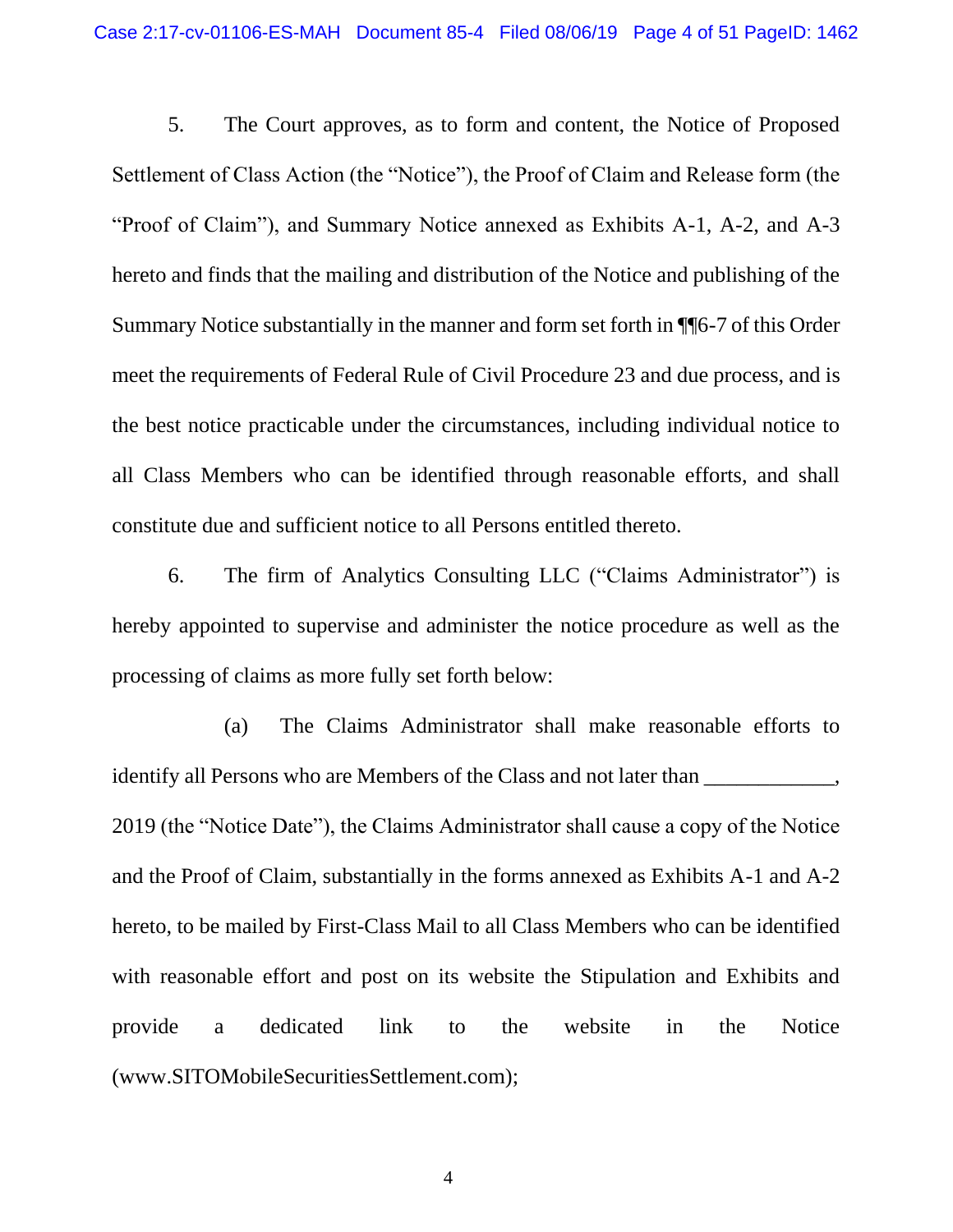5. The Court approves, as to form and content, the Notice of Proposed Settlement of Class Action (the "Notice"), the Proof of Claim and Release form (the "Proof of Claim"), and Summary Notice annexed as Exhibits A-1, A-2, and A-3 hereto and finds that the mailing and distribution of the Notice and publishing of the Summary Notice substantially in the manner and form set forth in ¶¶6-7 of this Order meet the requirements of Federal Rule of Civil Procedure 23 and due process, and is the best notice practicable under the circumstances, including individual notice to all Class Members who can be identified through reasonable efforts, and shall constitute due and sufficient notice to all Persons entitled thereto.

6. The firm of Analytics Consulting LLC ("Claims Administrator") is hereby appointed to supervise and administer the notice procedure as well as the processing of claims as more fully set forth below:

(a) The Claims Administrator shall make reasonable efforts to identify all Persons who are Members of the Class and not later than ____________, 2019 (the "Notice Date"), the Claims Administrator shall cause a copy of the Notice and the Proof of Claim, substantially in the forms annexed as Exhibits A-1 and A-2 hereto, to be mailed by First-Class Mail to all Class Members who can be identified with reasonable effort and post on its website the Stipulation and Exhibits and provide a dedicated link to the website in the Notice (www.SITOMobileSecuritiesSettlement.com);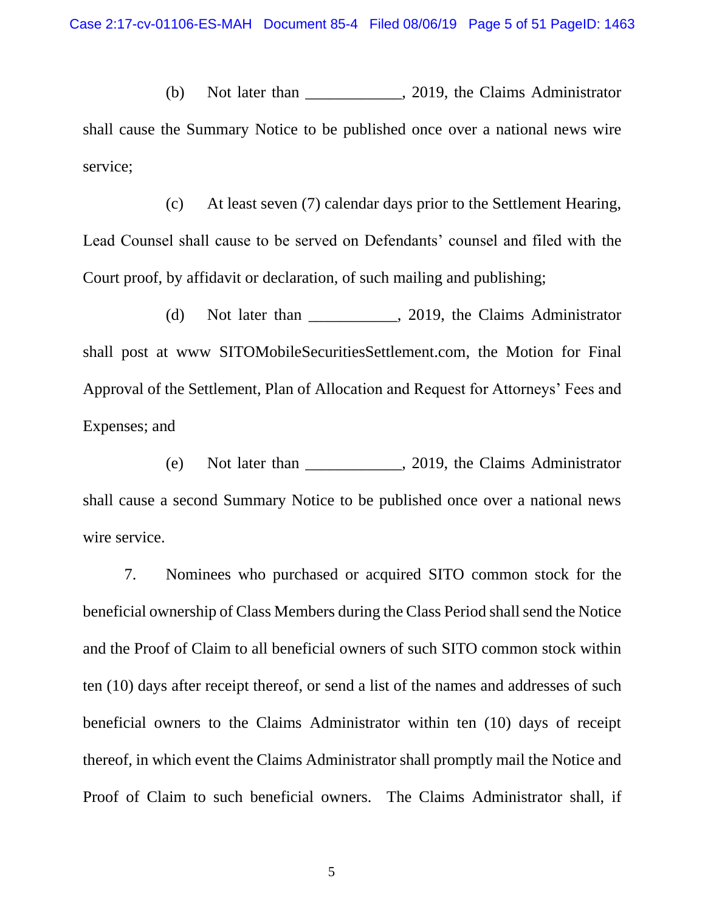(b) Not later than ____________, 2019, the Claims Administrator shall cause the Summary Notice to be published once over a national news wire service;

(c) At least seven (7) calendar days prior to the Settlement Hearing, Lead Counsel shall cause to be served on Defendants' counsel and filed with the Court proof, by affidavit or declaration, of such mailing and publishing;

(d) Not later than ___________, 2019, the Claims Administrator shall post at www SITOMobileSecuritiesSettlement.com, the Motion for Final Approval of the Settlement, Plan of Allocation and Request for Attorneys' Fees and Expenses; and

(e) Not later than ____________, 2019, the Claims Administrator shall cause a second Summary Notice to be published once over a national news wire service.

7. Nominees who purchased or acquired SITO common stock for the beneficial ownership of Class Members during the Class Period shall send the Notice and the Proof of Claim to all beneficial owners of such SITO common stock within ten (10) days after receipt thereof, or send a list of the names and addresses of such beneficial owners to the Claims Administrator within ten (10) days of receipt thereof, in which event the Claims Administrator shall promptly mail the Notice and Proof of Claim to such beneficial owners. The Claims Administrator shall, if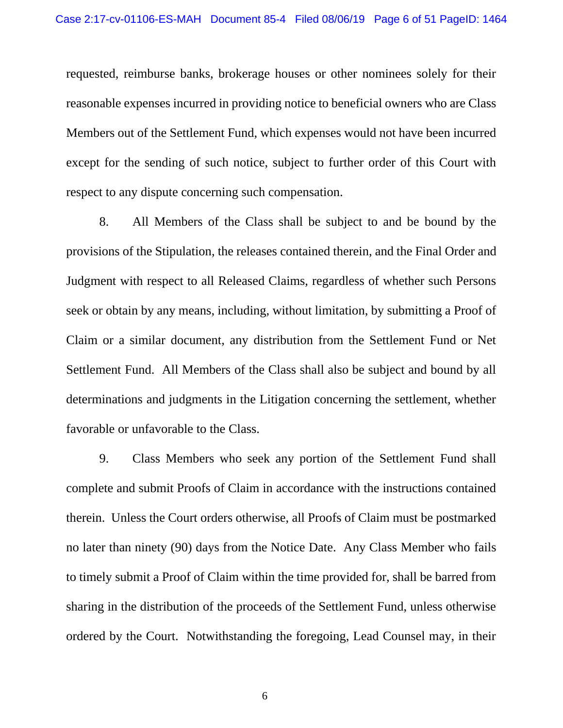requested, reimburse banks, brokerage houses or other nominees solely for their reasonable expenses incurred in providing notice to beneficial owners who are Class Members out of the Settlement Fund, which expenses would not have been incurred except for the sending of such notice, subject to further order of this Court with respect to any dispute concerning such compensation.

8. All Members of the Class shall be subject to and be bound by the provisions of the Stipulation, the releases contained therein, and the Final Order and Judgment with respect to all Released Claims, regardless of whether such Persons seek or obtain by any means, including, without limitation, by submitting a Proof of Claim or a similar document, any distribution from the Settlement Fund or Net Settlement Fund. All Members of the Class shall also be subject and bound by all determinations and judgments in the Litigation concerning the settlement, whether favorable or unfavorable to the Class.

9. Class Members who seek any portion of the Settlement Fund shall complete and submit Proofs of Claim in accordance with the instructions contained therein. Unless the Court orders otherwise, all Proofs of Claim must be postmarked no later than ninety (90) days from the Notice Date. Any Class Member who fails to timely submit a Proof of Claim within the time provided for, shall be barred from sharing in the distribution of the proceeds of the Settlement Fund, unless otherwise ordered by the Court. Notwithstanding the foregoing, Lead Counsel may, in their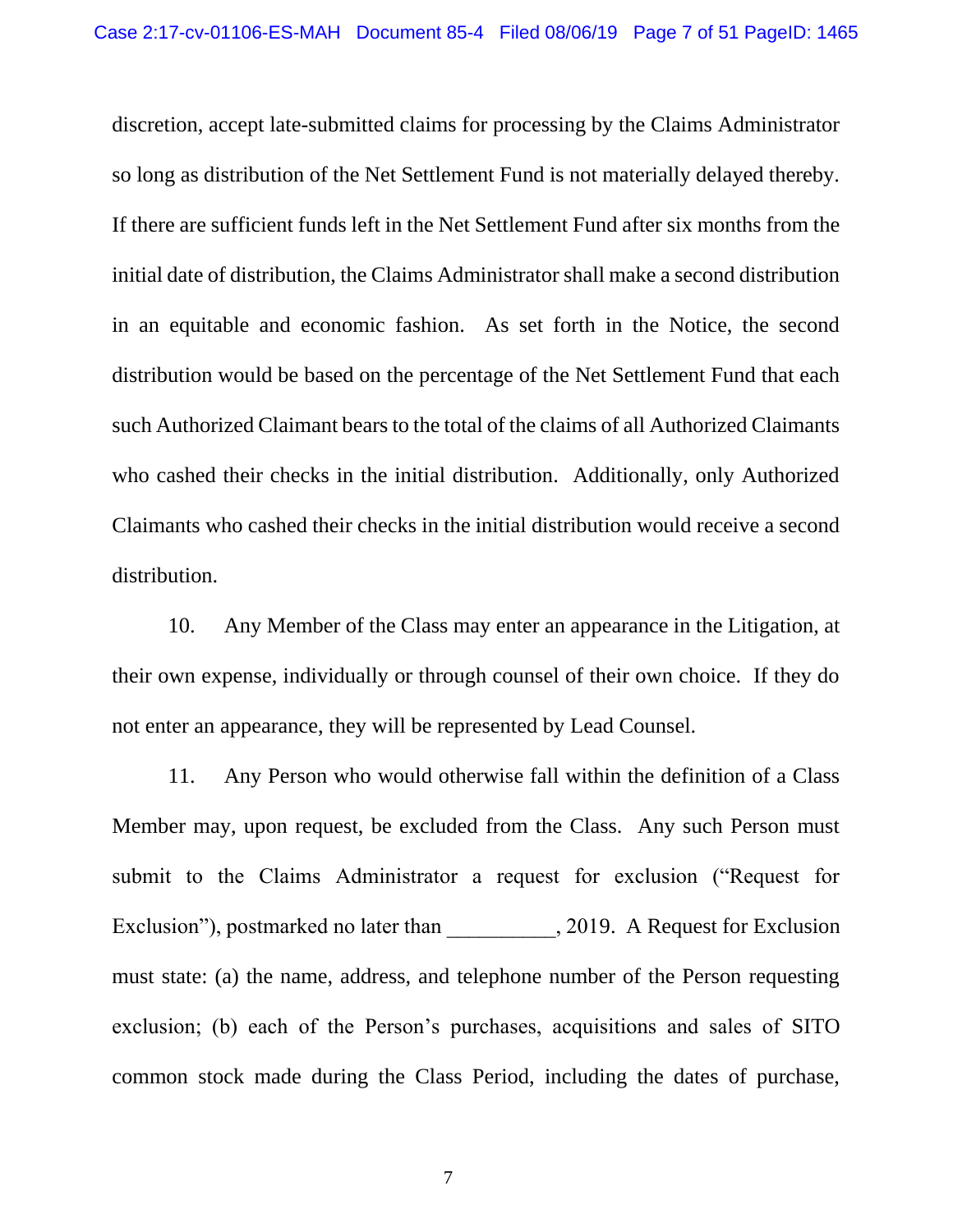discretion, accept late-submitted claims for processing by the Claims Administrator so long as distribution of the Net Settlement Fund is not materially delayed thereby. If there are sufficient funds left in the Net Settlement Fund after six months from the initial date of distribution, the Claims Administrator shall make a second distribution in an equitable and economic fashion. As set forth in the Notice, the second distribution would be based on the percentage of the Net Settlement Fund that each such Authorized Claimant bears to the total of the claims of all Authorized Claimants who cashed their checks in the initial distribution. Additionally, only Authorized Claimants who cashed their checks in the initial distribution would receive a second distribution.

10. Any Member of the Class may enter an appearance in the Litigation, at their own expense, individually or through counsel of their own choice. If they do not enter an appearance, they will be represented by Lead Counsel.

11. Any Person who would otherwise fall within the definition of a Class Member may, upon request, be excluded from the Class. Any such Person must submit to the Claims Administrator a request for exclusion ("Request for Exclusion"), postmarked no later than __________, 2019. A Request for Exclusion must state: (a) the name, address, and telephone number of the Person requesting exclusion; (b) each of the Person's purchases, acquisitions and sales of SITO common stock made during the Class Period, including the dates of purchase,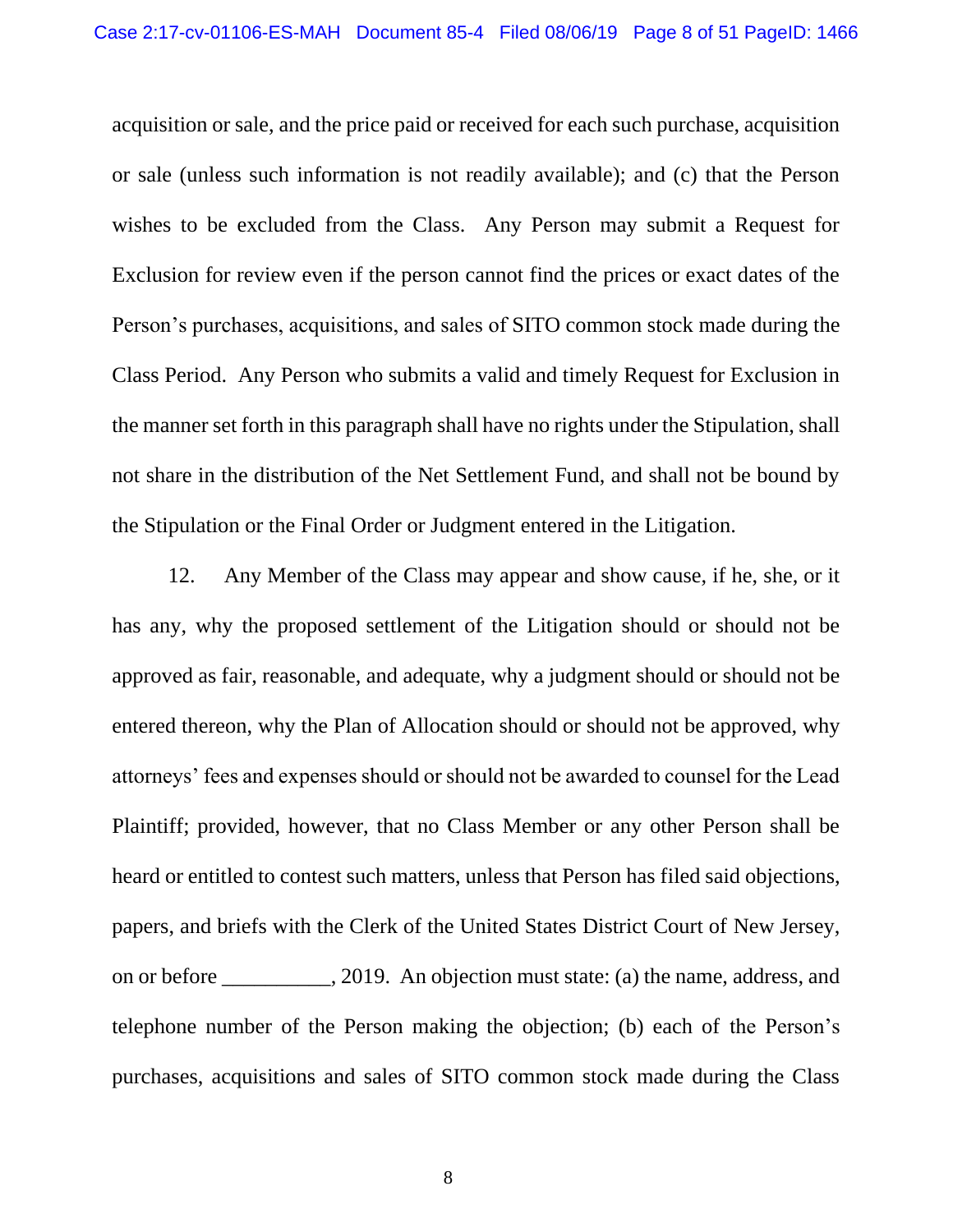acquisition or sale, and the price paid or received for each such purchase, acquisition or sale (unless such information is not readily available); and (c) that the Person wishes to be excluded from the Class. Any Person may submit a Request for Exclusion for review even if the person cannot find the prices or exact dates of the Person's purchases, acquisitions, and sales of SITO common stock made during the Class Period. Any Person who submits a valid and timely Request for Exclusion in the manner set forth in this paragraph shall have no rights under the Stipulation, shall not share in the distribution of the Net Settlement Fund, and shall not be bound by the Stipulation or the Final Order or Judgment entered in the Litigation.

12. Any Member of the Class may appear and show cause, if he, she, or it has any, why the proposed settlement of the Litigation should or should not be approved as fair, reasonable, and adequate, why a judgment should or should not be entered thereon, why the Plan of Allocation should or should not be approved, why attorneys' fees and expenses should or should not be awarded to counsel for the Lead Plaintiff; provided, however, that no Class Member or any other Person shall be heard or entitled to contest such matters, unless that Person has filed said objections, papers, and briefs with the Clerk of the United States District Court of New Jersey, on or before __________, 2019. An objection must state: (a) the name, address, and telephone number of the Person making the objection; (b) each of the Person's purchases, acquisitions and sales of SITO common stock made during the Class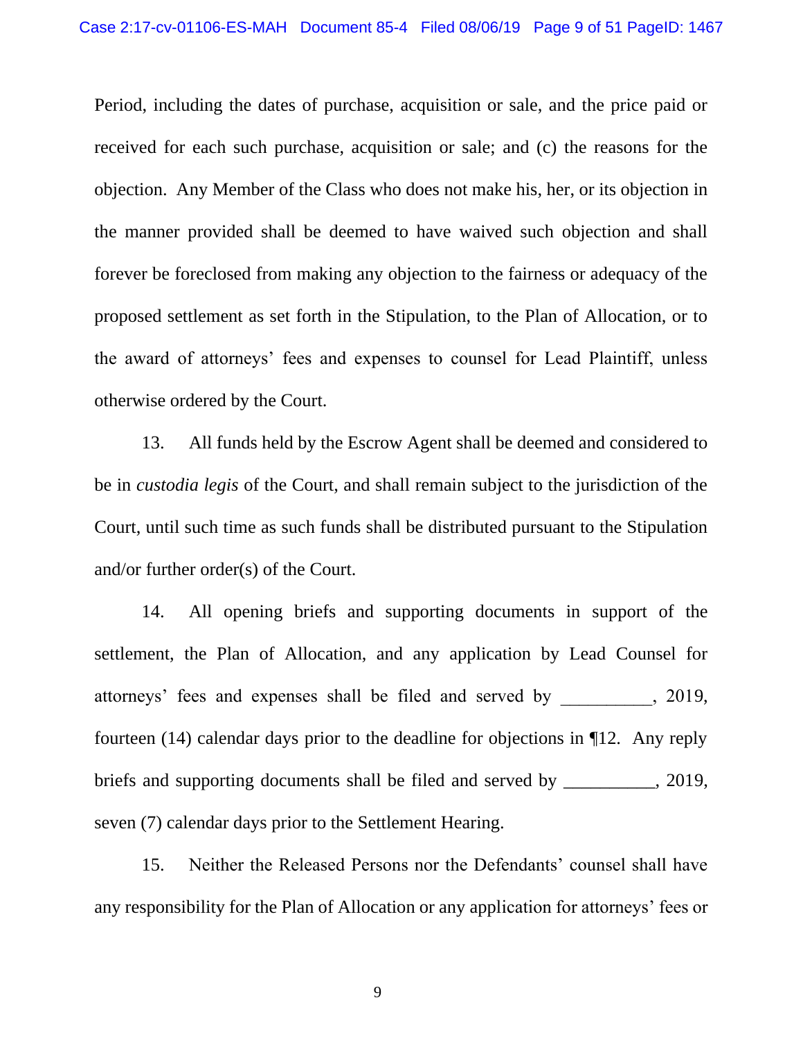Period, including the dates of purchase, acquisition or sale, and the price paid or received for each such purchase, acquisition or sale; and (c) the reasons for the objection. Any Member of the Class who does not make his, her, or its objection in the manner provided shall be deemed to have waived such objection and shall forever be foreclosed from making any objection to the fairness or adequacy of the proposed settlement as set forth in the Stipulation, to the Plan of Allocation, or to the award of attorneys' fees and expenses to counsel for Lead Plaintiff, unless otherwise ordered by the Court.

13. All funds held by the Escrow Agent shall be deemed and considered to be in *custodia legis* of the Court, and shall remain subject to the jurisdiction of the Court, until such time as such funds shall be distributed pursuant to the Stipulation and/or further order(s) of the Court.

14. All opening briefs and supporting documents in support of the settlement, the Plan of Allocation, and any application by Lead Counsel for attorneys' fees and expenses shall be filed and served by __________, 2019, fourteen (14) calendar days prior to the deadline for objections in ¶12. Any reply briefs and supporting documents shall be filed and served by __________, 2019, seven (7) calendar days prior to the Settlement Hearing.

15. Neither the Released Persons nor the Defendants' counsel shall have any responsibility for the Plan of Allocation or any application for attorneys' fees or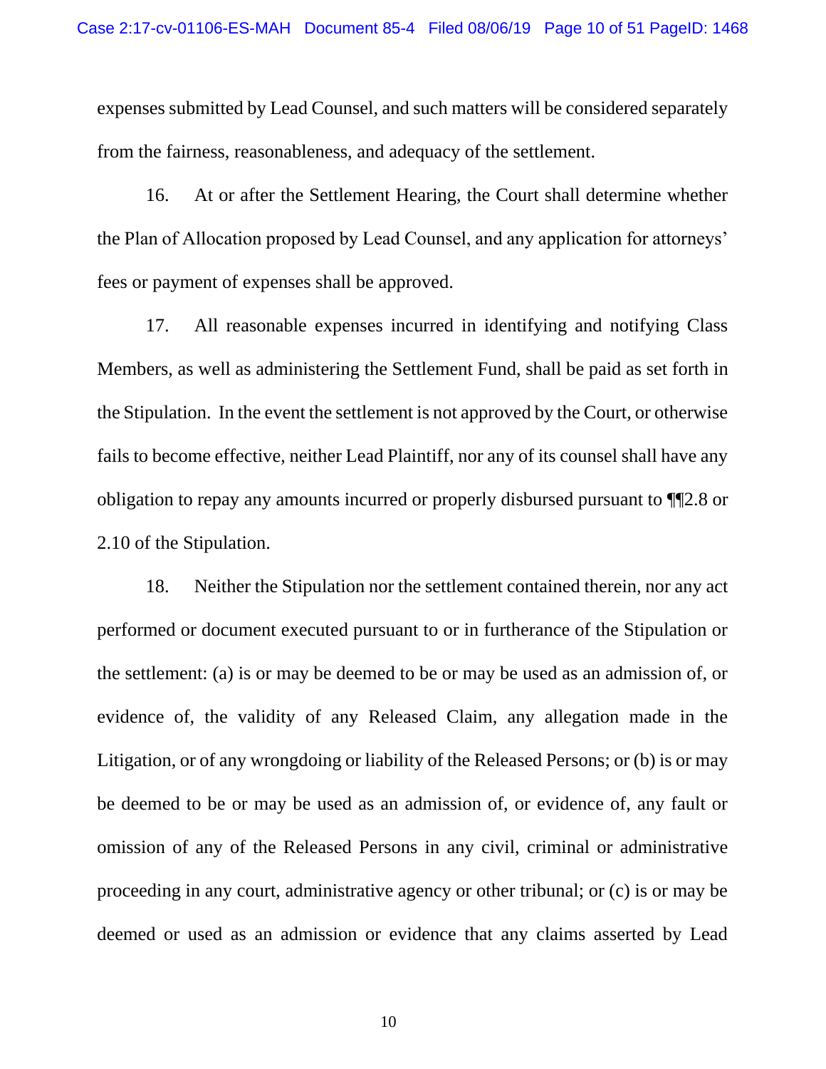expenses submitted by Lead Counsel, and such matters will be considered separately from the fairness, reasonableness, and adequacy of the settlement.

16. At or after the Settlement Hearing, the Court shall determine whether the Plan of Allocation proposed by Lead Counsel, and any application for attorneys' fees or payment of expenses shall be approved.

17. All reasonable expenses incurred in identifying and notifying Class Members, as well as administering the Settlement Fund, shall be paid as set forth in the Stipulation. In the event the settlement is not approved by the Court, or otherwise fails to become effective, neither Lead Plaintiff, nor any of its counsel shall have any obligation to repay any amounts incurred or properly disbursed pursuant to ¶¶2.8 or 2.10 of the Stipulation.

18. Neither the Stipulation nor the settlement contained therein, nor any act performed or document executed pursuant to or in furtherance of the Stipulation or the settlement: (a) is or may be deemed to be or may be used as an admission of, or evidence of, the validity of any Released Claim, any allegation made in the Litigation, or of any wrongdoing or liability of the Released Persons; or (b) is or may be deemed to be or may be used as an admission of, or evidence of, any fault or omission of any of the Released Persons in any civil, criminal or administrative proceeding in any court, administrative agency or other tribunal; or (c) is or may be deemed or used as an admission or evidence that any claims asserted by Lead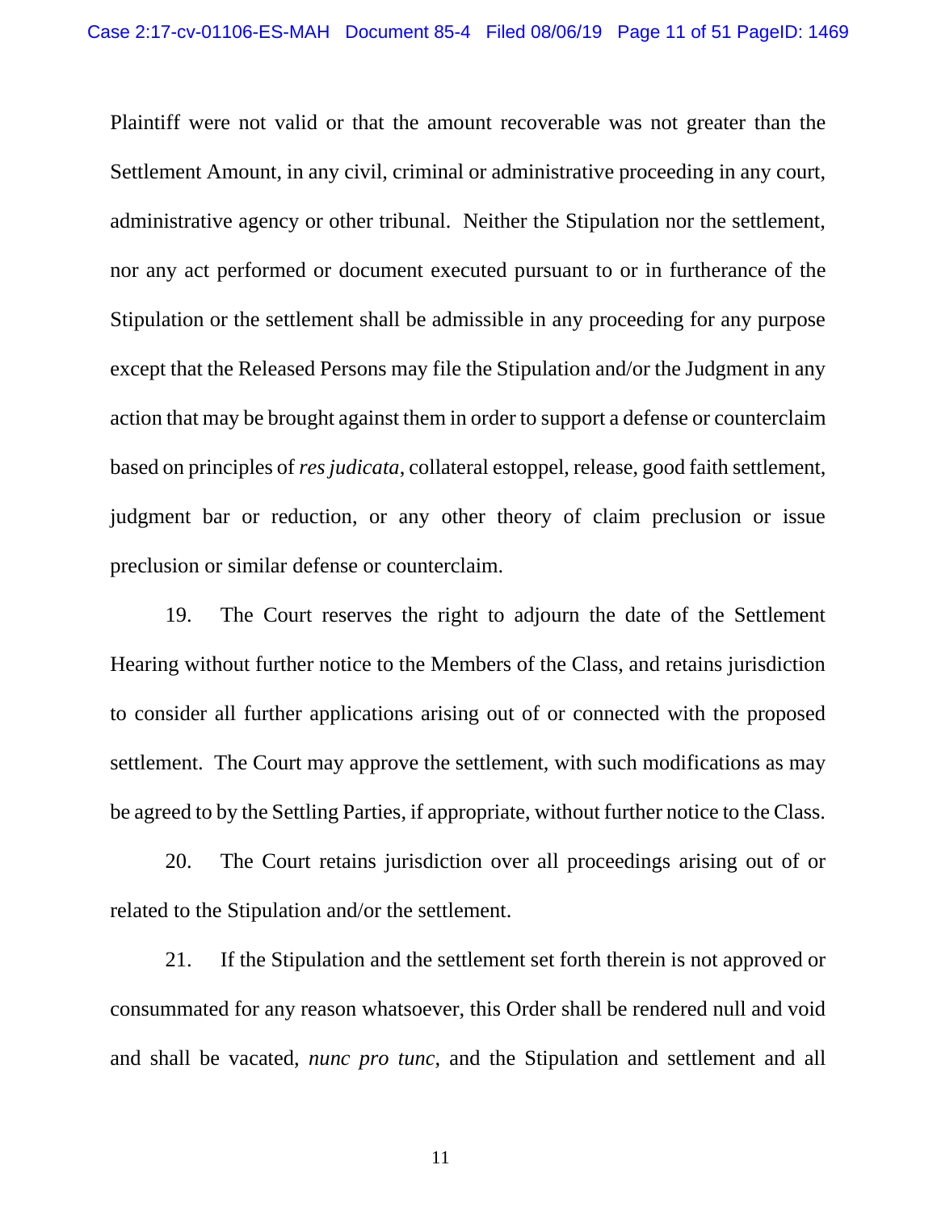Plaintiff were not valid or that the amount recoverable was not greater than the Settlement Amount, in any civil, criminal or administrative proceeding in any court, administrative agency or other tribunal. Neither the Stipulation nor the settlement, nor any act performed or document executed pursuant to or in furtherance of the Stipulation or the settlement shall be admissible in any proceeding for any purpose except that the Released Persons may file the Stipulation and/or the Judgment in any action that may be brought against them in order to support a defense or counterclaim based on principles of *res judicata*, collateral estoppel, release, good faith settlement, judgment bar or reduction, or any other theory of claim preclusion or issue preclusion or similar defense or counterclaim.

19. The Court reserves the right to adjourn the date of the Settlement Hearing without further notice to the Members of the Class, and retains jurisdiction to consider all further applications arising out of or connected with the proposed settlement. The Court may approve the settlement, with such modifications as may be agreed to by the Settling Parties, if appropriate, without further notice to the Class.

20. The Court retains jurisdiction over all proceedings arising out of or related to the Stipulation and/or the settlement.

21. If the Stipulation and the settlement set forth therein is not approved or consummated for any reason whatsoever, this Order shall be rendered null and void and shall be vacated, *nunc pro tunc*, and the Stipulation and settlement and all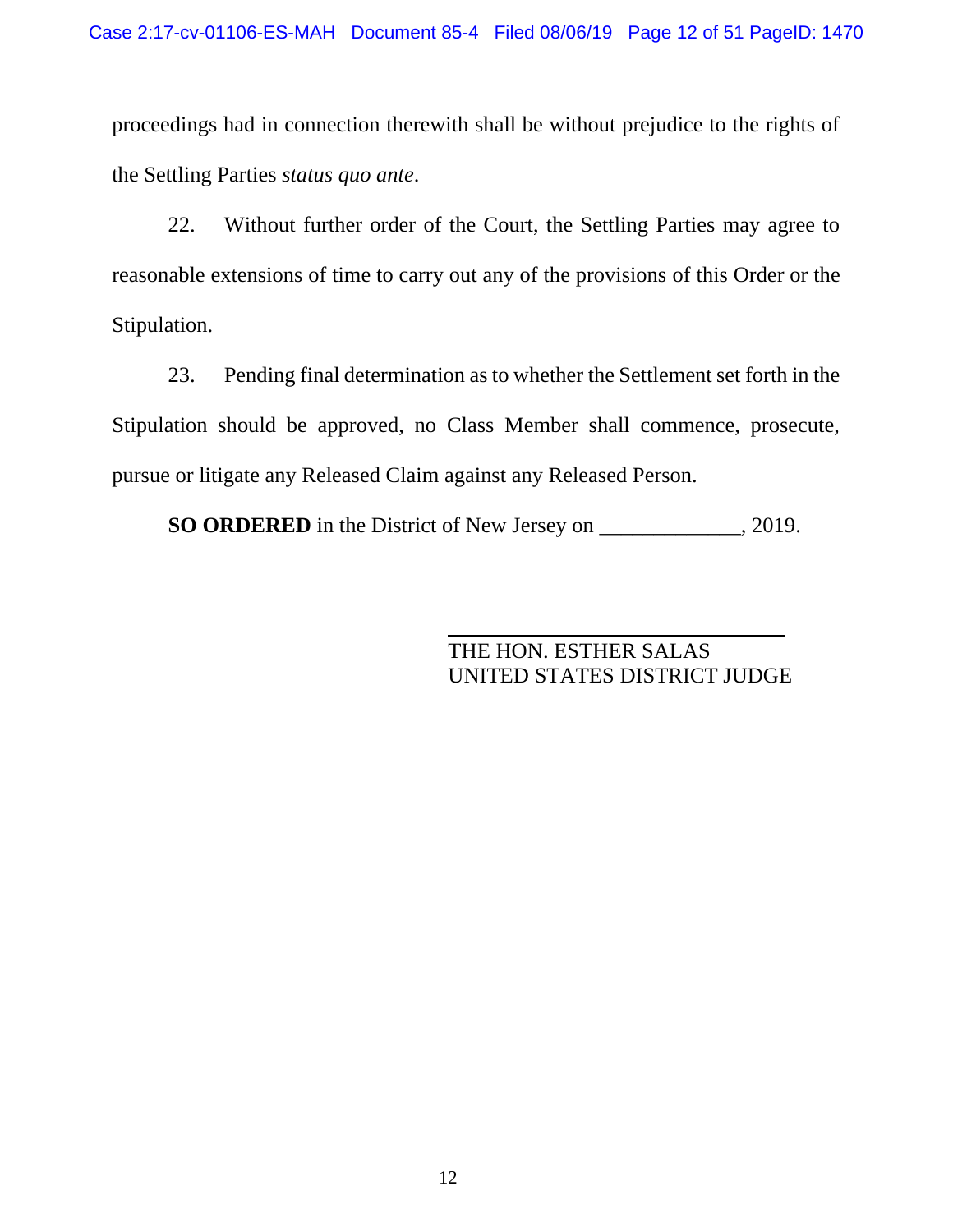proceedings had in connection therewith shall be without prejudice to the rights of the Settling Parties *status quo ante*.

22. Without further order of the Court, the Settling Parties may agree to reasonable extensions of time to carry out any of the provisions of this Order or the Stipulation.

23. Pending final determination as to whether the Settlement set forth in the Stipulation should be approved, no Class Member shall commence, prosecute, pursue or litigate any Released Claim against any Released Person.

**SO ORDERED** in the District of New Jersey on _____________, 2019.

\_\_\_\_\_\_\_\_\_\_\_\_\_\_\_\_\_\_\_\_\_\_\_\_\_\_\_\_\_\_

THE HON. ESTHER SALAS
UNITED STATES DISTRICT JUDGE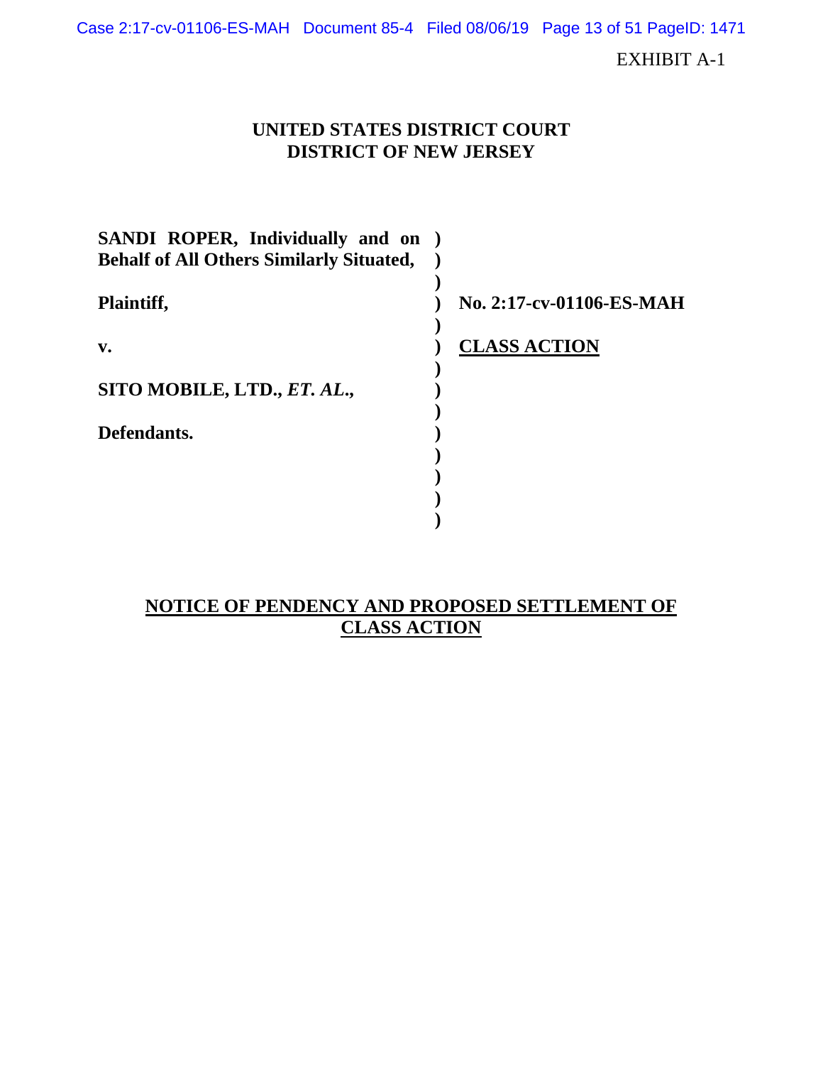EXHIBIT A-1

**UNITED STATES DISTRICT COURT**
**DISTRICT OF NEW JERSEY**

| | | |
|---|---|---|
| **SANDI ROPER, Individually and on Behalf of All Others Similarly Situated,** | ) | |
| | ) | |
| **Plaintiff,** | ) | **No. 2:17-cv-01106-ES-MAH** |
| | ) | |
| **v.** | ) | **CLASS ACTION** |
| | ) | |
| **SITO MOBILE, LTD., *ET. AL.*,** | ) | |
| | ) | |
| **Defendants.** | ) | |

**NOTICE OF PENDENCY AND PROPOSED SETTLEMENT OF CLASS ACTION**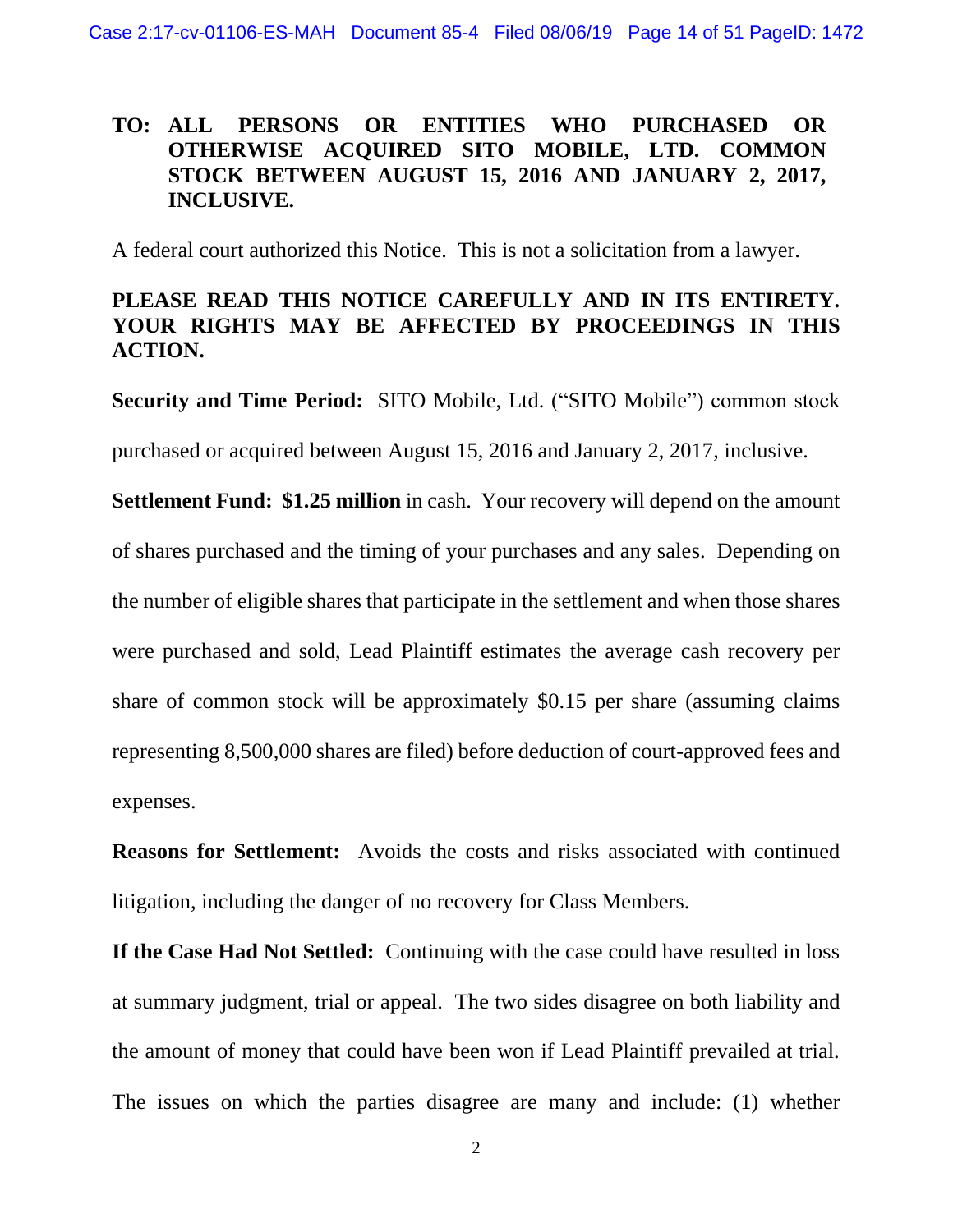**TO: ALL PERSONS OR ENTITIES WHO PURCHASED OR OTHERWISE ACQUIRED SITO MOBILE, LTD. COMMON STOCK BETWEEN AUGUST 15, 2016 AND JANUARY 2, 2017, INCLUSIVE.**

A federal court authorized this Notice. This is not a solicitation from a lawyer.

**PLEASE READ THIS NOTICE CAREFULLY AND IN ITS ENTIRETY. YOUR RIGHTS MAY BE AFFECTED BY PROCEEDINGS IN THIS ACTION.**

**Security and Time Period:** SITO Mobile, Ltd. ("SITO Mobile") common stock purchased or acquired between August 15, 2016 and January 2, 2017, inclusive.

**Settlement Fund: $1.25 million** in cash. Your recovery will depend on the amount of shares purchased and the timing of your purchases and any sales. Depending on the number of eligible shares that participate in the settlement and when those shares were purchased and sold, Lead Plaintiff estimates the average cash recovery per share of common stock will be approximately $0.15 per share (assuming claims representing 8,500,000 shares are filed) before deduction of court-approved fees and expenses.

**Reasons for Settlement:** Avoids the costs and risks associated with continued litigation, including the danger of no recovery for Class Members.

**If the Case Had Not Settled:** Continuing with the case could have resulted in loss at summary judgment, trial or appeal. The two sides disagree on both liability and the amount of money that could have been won if Lead Plaintiff prevailed at trial. The issues on which the parties disagree are many and include: (1) whether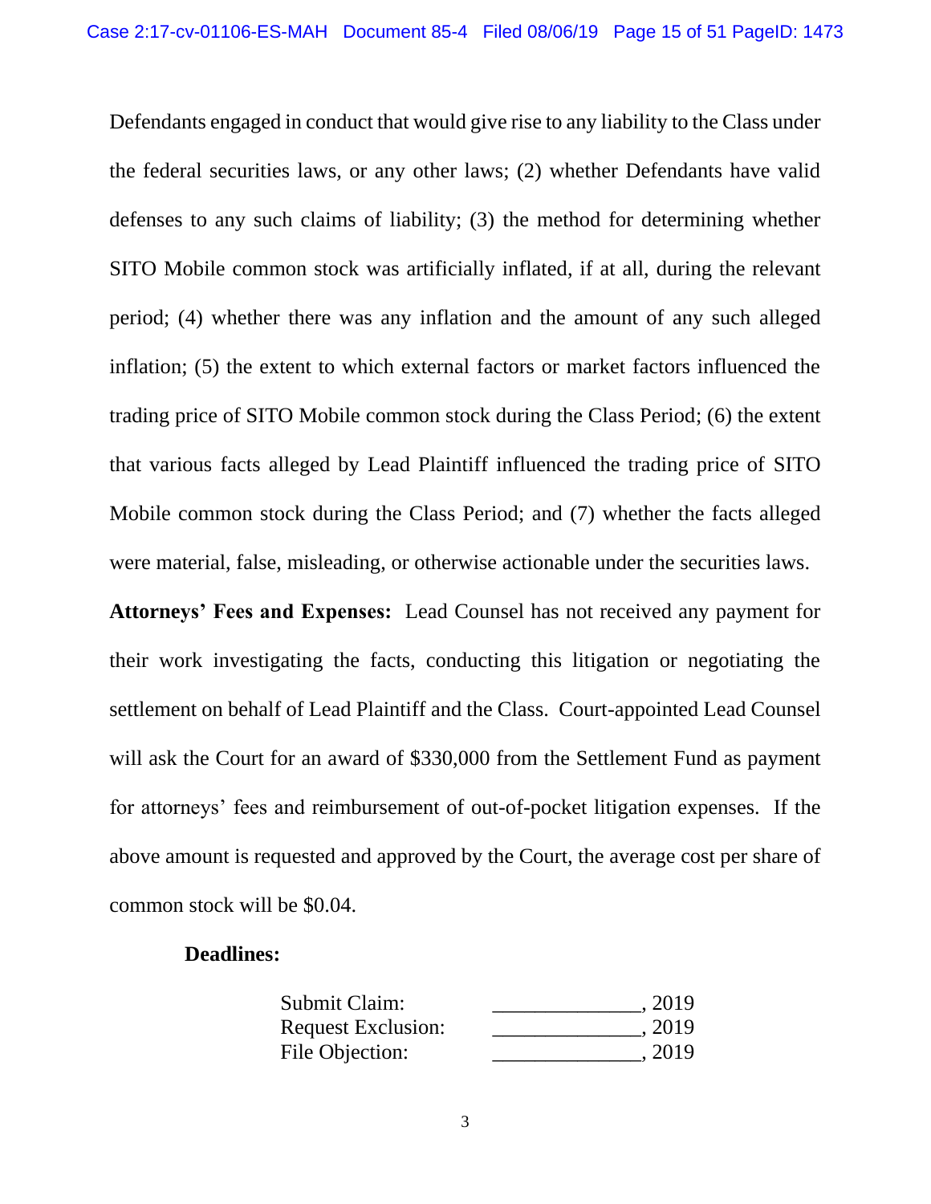Defendants engaged in conduct that would give rise to any liability to the Class under the federal securities laws, or any other laws; (2) whether Defendants have valid defenses to any such claims of liability; (3) the method for determining whether SITO Mobile common stock was artificially inflated, if at all, during the relevant period; (4) whether there was any inflation and the amount of any such alleged inflation; (5) the extent to which external factors or market factors influenced the trading price of SITO Mobile common stock during the Class Period; (6) the extent that various facts alleged by Lead Plaintiff influenced the trading price of SITO Mobile common stock during the Class Period; and (7) whether the facts alleged were material, false, misleading, or otherwise actionable under the securities laws.

**Attorneys' Fees and Expenses:** Lead Counsel has not received any payment for their work investigating the facts, conducting this litigation or negotiating the settlement on behalf of Lead Plaintiff and the Class. Court-appointed Lead Counsel will ask the Court for an award of $330,000 from the Settlement Fund as payment for attorneys' fees and reimbursement of out-of-pocket litigation expenses. If the above amount is requested and approved by the Court, the average cost per share of common stock will be $0.04.

**Deadlines:**

| | |
|---|---|
| Submit Claim: | ______________, 2019 |
| Request Exclusion: | ______________, 2019 |
| File Objection: | ______________, 2019 |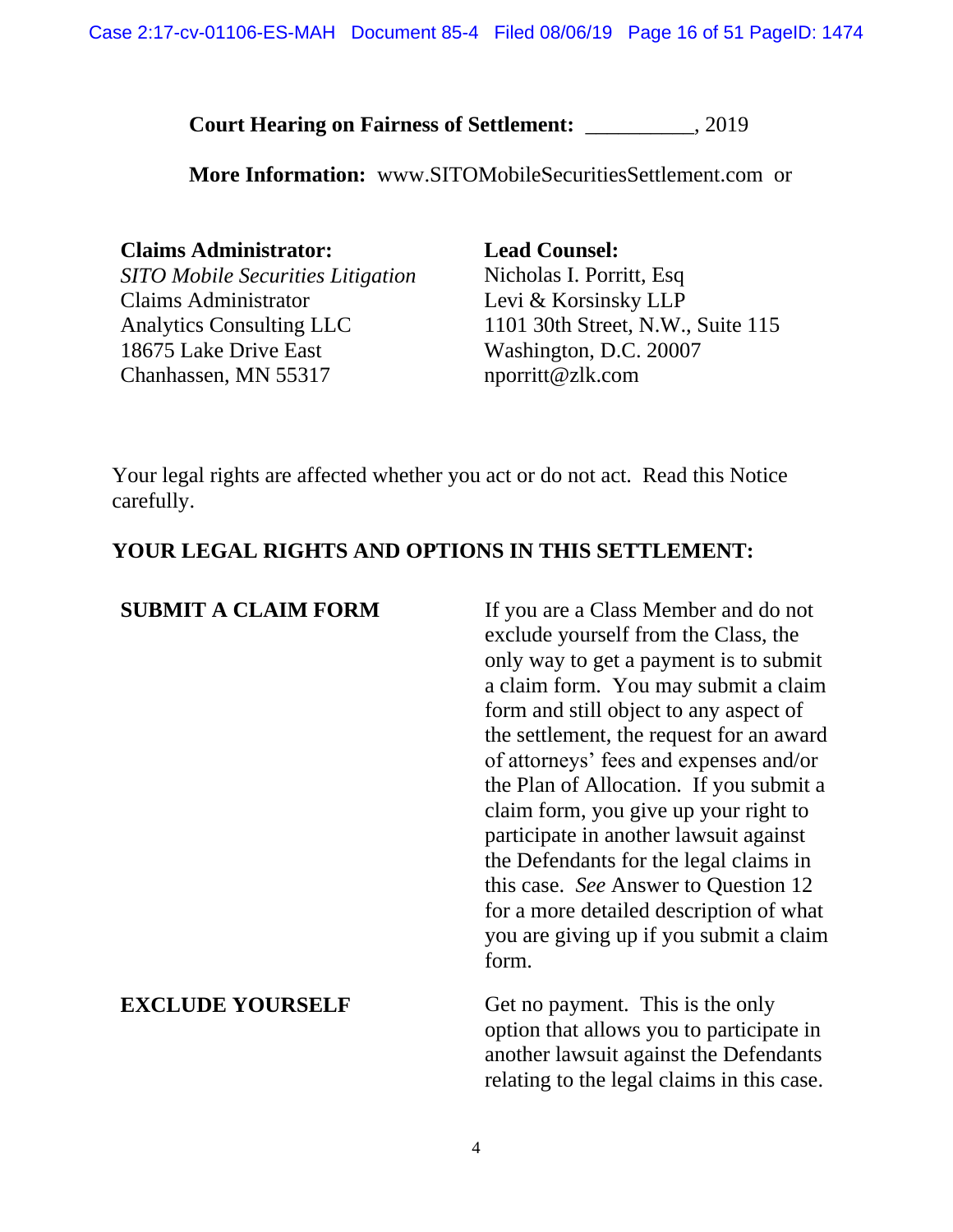**Court Hearing on Fairness of Settlement:** __________, 2019

**More Information:** www.SITOMobileSecuritiesSettlement.com or

**Claims Administrator:**
*SITO Mobile Securities Litigation*
Claims Administrator
Analytics Consulting LLC
18675 Lake Drive East
Chanhassen, MN 55317

**Lead Counsel:**
Nicholas I. Porritt, Esq
Levi & Korsinsky LLP
1101 30th Street, N.W., Suite 115
Washington, D.C. 20007
nporritt@zlk.com

Your legal rights are affected whether you act or do not act. Read this Notice carefully.

**YOUR LEGAL RIGHTS AND OPTIONS IN THIS SETTLEMENT:**

| | |
|---|---|
| **SUBMIT A CLAIM FORM** | If you are a Class Member and do not exclude yourself from the Class, the only way to get a payment is to submit a claim form. You may submit a claim form and still object to any aspect of the settlement, the request for an award of attorneys' fees and expenses and/or the Plan of Allocation. If you submit a claim form, you give up your right to participate in another lawsuit against the Defendants for the legal claims in this case. *See* Answer to Question 12 for a more detailed description of what you are giving up if you submit a claim form. |
| **EXCLUDE YOURSELF** | Get no payment. This is the only option that allows you to participate in another lawsuit against the Defendants relating to the legal claims in this case. |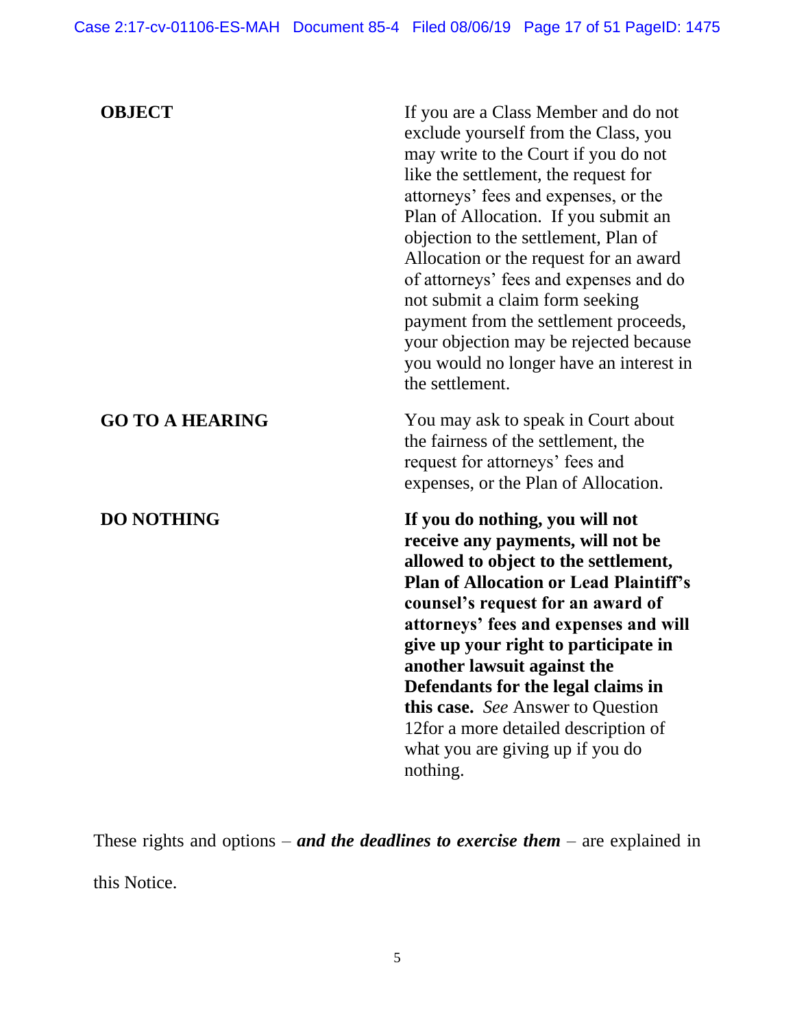| | |
|---|---|
| **OBJECT** | If you are a Class Member and do not exclude yourself from the Class, you may write to the Court if you do not like the settlement, the request for attorneys' fees and expenses, or the Plan of Allocation. If you submit an objection to the settlement, Plan of Allocation or the request for an award of attorneys' fees and expenses and do not submit a claim form seeking payment from the settlement proceeds, your objection may be rejected because you would no longer have an interest in the settlement. |
| **GO TO A HEARING** | You may ask to speak in Court about the fairness of the settlement, the request for attorneys' fees and expenses, or the Plan of Allocation. |
| **DO NOTHING** | **If you do nothing, you will not receive any payments, will not be allowed to object to the settlement, Plan of Allocation or Lead Plaintiff's counsel's request for an award of attorneys' fees and expenses and will give up your right to participate in another lawsuit against the Defendants for the legal claims in this case.** *See* Answer to Question 12for a more detailed description of what you are giving up if you do nothing. |

These rights and options – ***and the deadlines to exercise them*** – are explained in this Notice.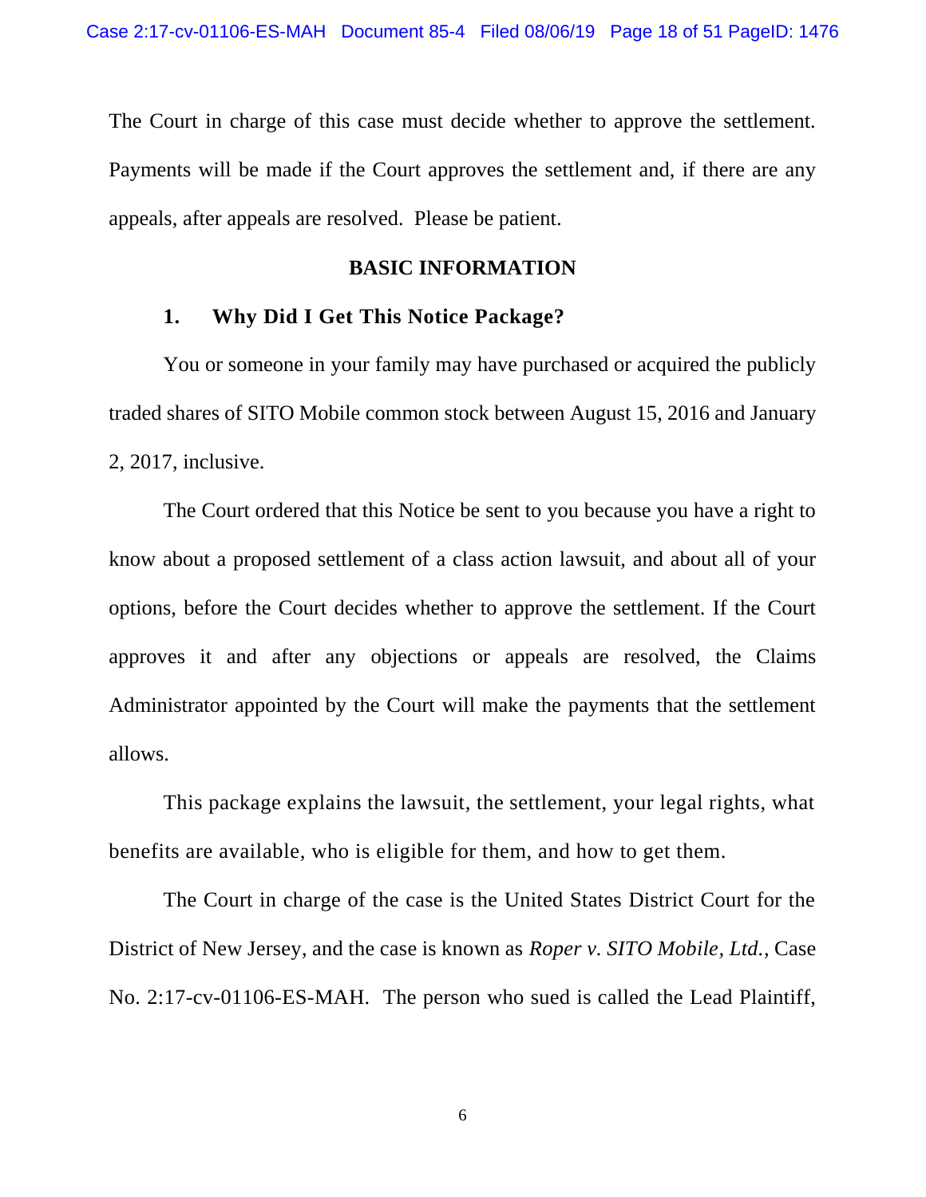The Court in charge of this case must decide whether to approve the settlement. Payments will be made if the Court approves the settlement and, if there are any appeals, after appeals are resolved. Please be patient.

## BASIC INFORMATION

### 1. Why Did I Get This Notice Package?

You or someone in your family may have purchased or acquired the publicly traded shares of SITO Mobile common stock between August 15, 2016 and January 2, 2017, inclusive.

The Court ordered that this Notice be sent to you because you have a right to know about a proposed settlement of a class action lawsuit, and about all of your options, before the Court decides whether to approve the settlement. If the Court approves it and after any objections or appeals are resolved, the Claims Administrator appointed by the Court will make the payments that the settlement allows.

This package explains the lawsuit, the settlement, your legal rights, what benefits are available, who is eligible for them, and how to get them.

The Court in charge of the case is the United States District Court for the District of New Jersey, and the case is known as *Roper v. SITO Mobile, Ltd.*, Case No. 2:17-cv-01106-ES-MAH. The person who sued is called the Lead Plaintiff,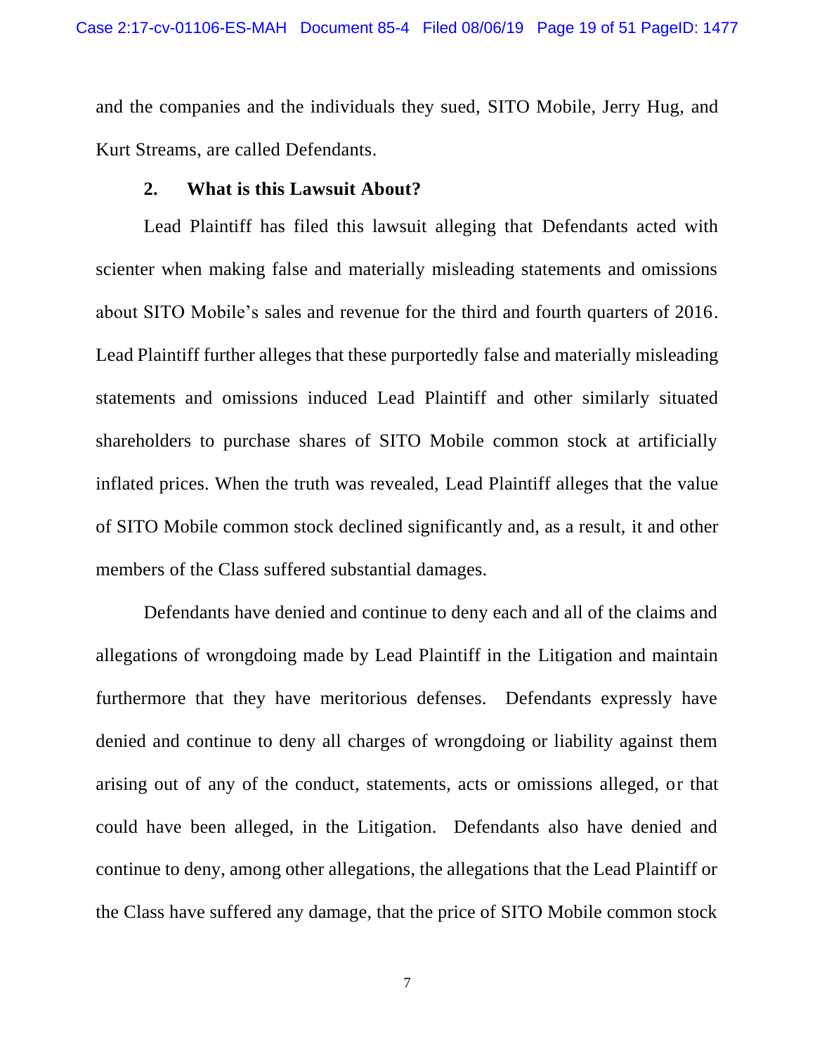and the companies and the individuals they sued, SITO Mobile, Jerry Hug, and Kurt Streams, are called Defendants.

### 2. What is this Lawsuit About?

Lead Plaintiff has filed this lawsuit alleging that Defendants acted with scienter when making false and materially misleading statements and omissions about SITO Mobile's sales and revenue for the third and fourth quarters of 2016. Lead Plaintiff further alleges that these purportedly false and materially misleading statements and omissions induced Lead Plaintiff and other similarly situated shareholders to purchase shares of SITO Mobile common stock at artificially inflated prices. When the truth was revealed, Lead Plaintiff alleges that the value of SITO Mobile common stock declined significantly and, as a result, it and other members of the Class suffered substantial damages.

Defendants have denied and continue to deny each and all of the claims and allegations of wrongdoing made by Lead Plaintiff in the Litigation and maintain furthermore that they have meritorious defenses. Defendants expressly have denied and continue to deny all charges of wrongdoing or liability against them arising out of any of the conduct, statements, acts or omissions alleged, or that could have been alleged, in the Litigation. Defendants also have denied and continue to deny, among other allegations, the allegations that the Lead Plaintiff or the Class have suffered any damage, that the price of SITO Mobile common stock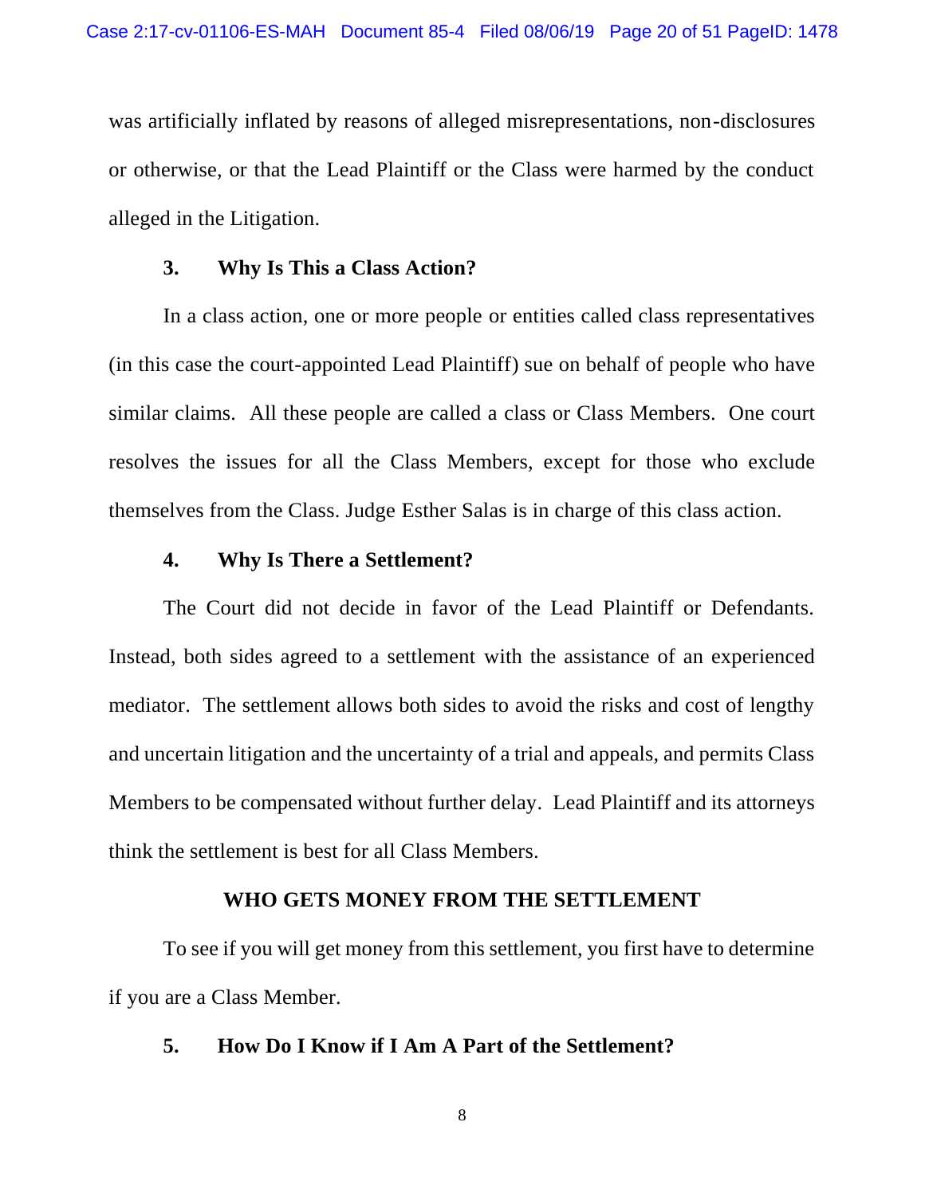was artificially inflated by reasons of alleged misrepresentations, non-disclosures or otherwise, or that the Lead Plaintiff or the Class were harmed by the conduct alleged in the Litigation.

### 3. Why Is This a Class Action?

In a class action, one or more people or entities called class representatives (in this case the court-appointed Lead Plaintiff) sue on behalf of people who have similar claims. All these people are called a class or Class Members. One court resolves the issues for all the Class Members, except for those who exclude themselves from the Class. Judge Esther Salas is in charge of this class action.

### 4. Why Is There a Settlement?

The Court did not decide in favor of the Lead Plaintiff or Defendants. Instead, both sides agreed to a settlement with the assistance of an experienced mediator. The settlement allows both sides to avoid the risks and cost of lengthy and uncertain litigation and the uncertainty of a trial and appeals, and permits Class Members to be compensated without further delay. Lead Plaintiff and its attorneys think the settlement is best for all Class Members.

## WHO GETS MONEY FROM THE SETTLEMENT

To see if you will get money from this settlement, you first have to determine if you are a Class Member.

### 5. How Do I Know if I Am A Part of the Settlement?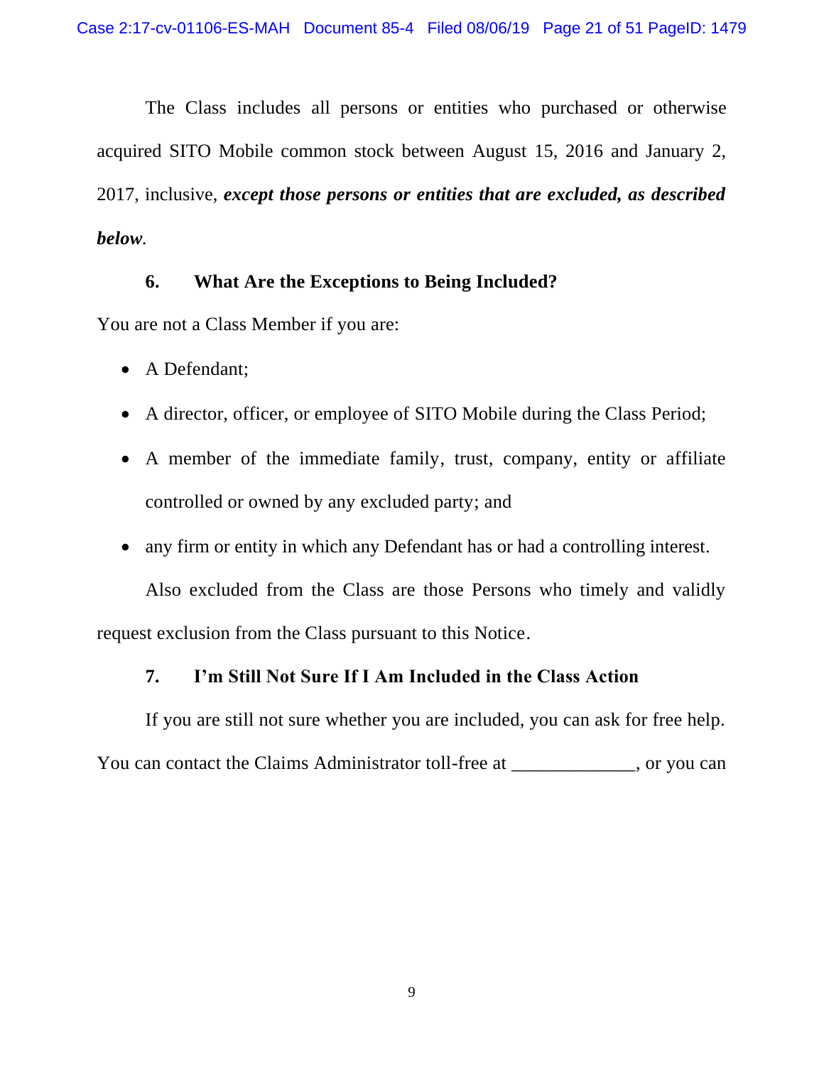The Class includes all persons or entities who purchased or otherwise acquired SITO Mobile common stock between August 15, 2016 and January 2, 2017, inclusive, ***except those persons or entities that are excluded, as described below***.

### 6. What Are the Exceptions to Being Included?

You are not a Class Member if you are:

- A Defendant;
- A director, officer, or employee of SITO Mobile during the Class Period;
- A member of the immediate family, trust, company, entity or affiliate controlled or owned by any excluded party; and
- any firm or entity in which any Defendant has or had a controlling interest.

Also excluded from the Class are those Persons who timely and validly request exclusion from the Class pursuant to this Notice.

### 7. I'm Still Not Sure If I Am Included in the Class Action

If you are still not sure whether you are included, you can ask for free help. You can contact the Claims Administrator toll-free at _____________, or you can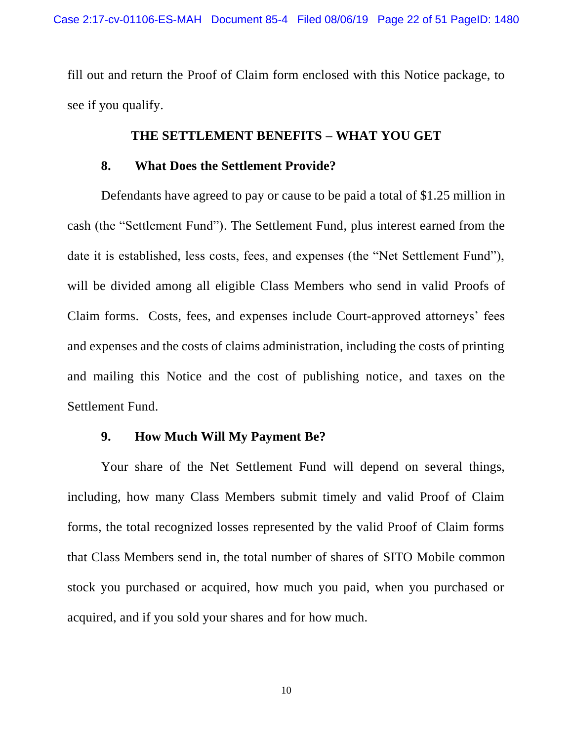fill out and return the Proof of Claim form enclosed with this Notice package, to see if you qualify.

## THE SETTLEMENT BENEFITS – WHAT YOU GET

### 8. What Does the Settlement Provide?

Defendants have agreed to pay or cause to be paid a total of $1.25 million in cash (the "Settlement Fund"). The Settlement Fund, plus interest earned from the date it is established, less costs, fees, and expenses (the "Net Settlement Fund"), will be divided among all eligible Class Members who send in valid Proofs of Claim forms. Costs, fees, and expenses include Court-approved attorneys' fees and expenses and the costs of claims administration, including the costs of printing and mailing this Notice and the cost of publishing notice, and taxes on the Settlement Fund.

### 9. How Much Will My Payment Be?

Your share of the Net Settlement Fund will depend on several things, including, how many Class Members submit timely and valid Proof of Claim forms, the total recognized losses represented by the valid Proof of Claim forms that Class Members send in, the total number of shares of SITO Mobile common stock you purchased or acquired, how much you paid, when you purchased or acquired, and if you sold your shares and for how much.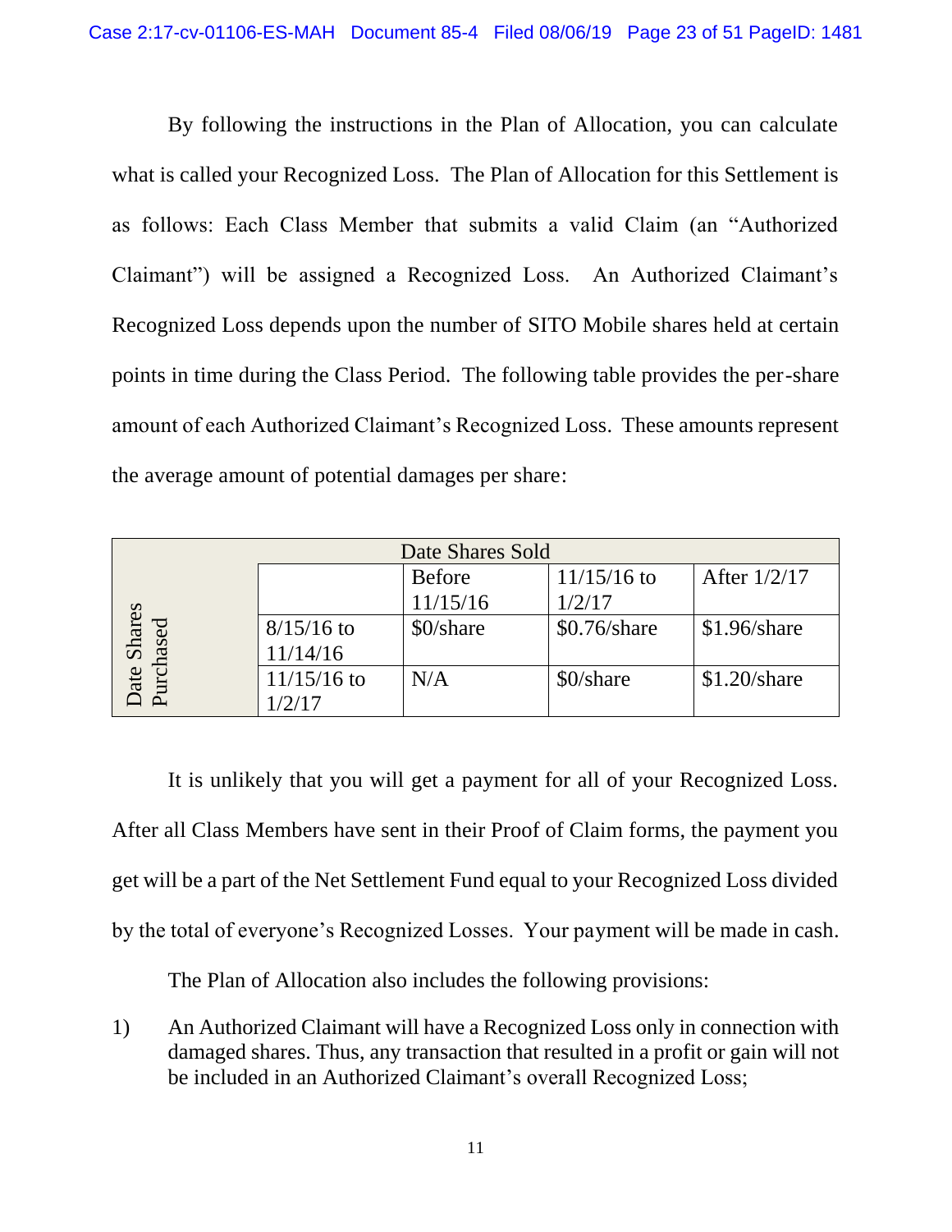By following the instructions in the Plan of Allocation, you can calculate what is called your Recognized Loss. The Plan of Allocation for this Settlement is as follows: Each Class Member that submits a valid Claim (an "Authorized Claimant") will be assigned a Recognized Loss. An Authorized Claimant's Recognized Loss depends upon the number of SITO Mobile shares held at certain points in time during the Class Period. The following table provides the per-share amount of each Authorized Claimant's Recognized Loss. These amounts represent the average amount of potential damages per share:

| | | Date Shares Sold | | |
|---|---|---|---|---|
| | | Before 11/15/16 | 11/15/16 to 1/2/17 | After 1/2/17 |
| Date Shares Purchased | 8/15/16 to 11/14/16 | $0/share | $0.76/share | $1.96/share |
| | 11/15/16 to 1/2/17 | N/A | $0/share | $1.20/share |

It is unlikely that you will get a payment for all of your Recognized Loss. After all Class Members have sent in their Proof of Claim forms, the payment you get will be a part of the Net Settlement Fund equal to your Recognized Loss divided by the total of everyone's Recognized Losses. Your payment will be made in cash.

The Plan of Allocation also includes the following provisions:

1) An Authorized Claimant will have a Recognized Loss only in connection with damaged shares. Thus, any transaction that resulted in a profit or gain will not be included in an Authorized Claimant's overall Recognized Loss;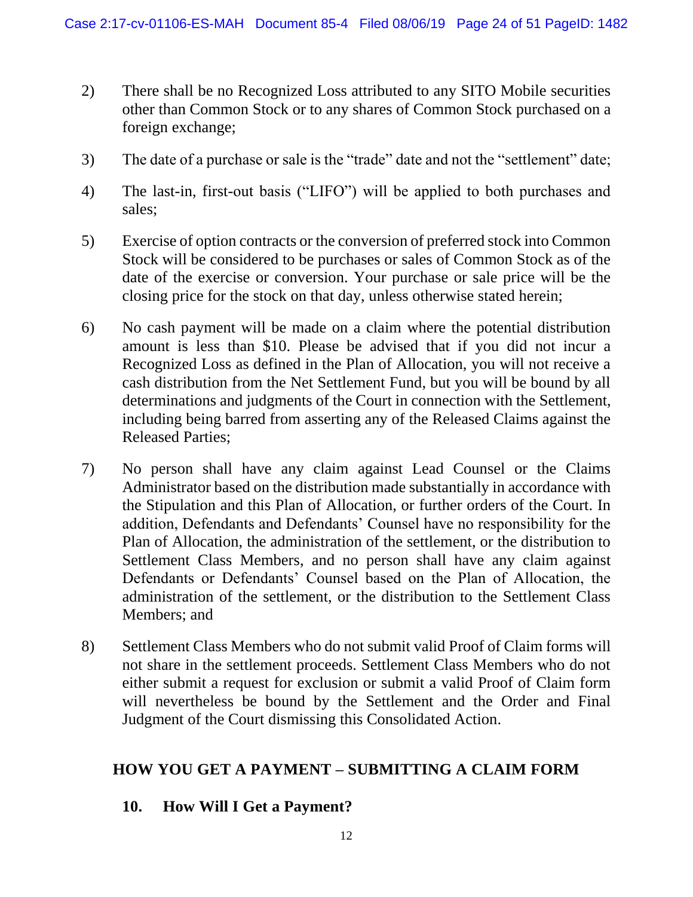2) There shall be no Recognized Loss attributed to any SITO Mobile securities other than Common Stock or to any shares of Common Stock purchased on a foreign exchange;

3) The date of a purchase or sale is the "trade" date and not the "settlement" date;

4) The last-in, first-out basis ("LIFO") will be applied to both purchases and sales;

5) Exercise of option contracts or the conversion of preferred stock into Common Stock will be considered to be purchases or sales of Common Stock as of the date of the exercise or conversion. Your purchase or sale price will be the closing price for the stock on that day, unless otherwise stated herein;

6) No cash payment will be made on a claim where the potential distribution amount is less than $10. Please be advised that if you did not incur a Recognized Loss as defined in the Plan of Allocation, you will not receive a cash distribution from the Net Settlement Fund, but you will be bound by all determinations and judgments of the Court in connection with the Settlement, including being barred from asserting any of the Released Claims against the Released Parties;

7) No person shall have any claim against Lead Counsel or the Claims Administrator based on the distribution made substantially in accordance with the Stipulation and this Plan of Allocation, or further orders of the Court. In addition, Defendants and Defendants' Counsel have no responsibility for the Plan of Allocation, the administration of the settlement, or the distribution to Settlement Class Members, and no person shall have any claim against Defendants or Defendants' Counsel based on the Plan of Allocation, the administration of the settlement, or the distribution to the Settlement Class Members; and

8) Settlement Class Members who do not submit valid Proof of Claim forms will not share in the settlement proceeds. Settlement Class Members who do not either submit a request for exclusion or submit a valid Proof of Claim form will nevertheless be bound by the Settlement and the Order and Final Judgment of the Court dismissing this Consolidated Action.

## HOW YOU GET A PAYMENT – SUBMITTING A CLAIM FORM

### 10. How Will I Get a Payment?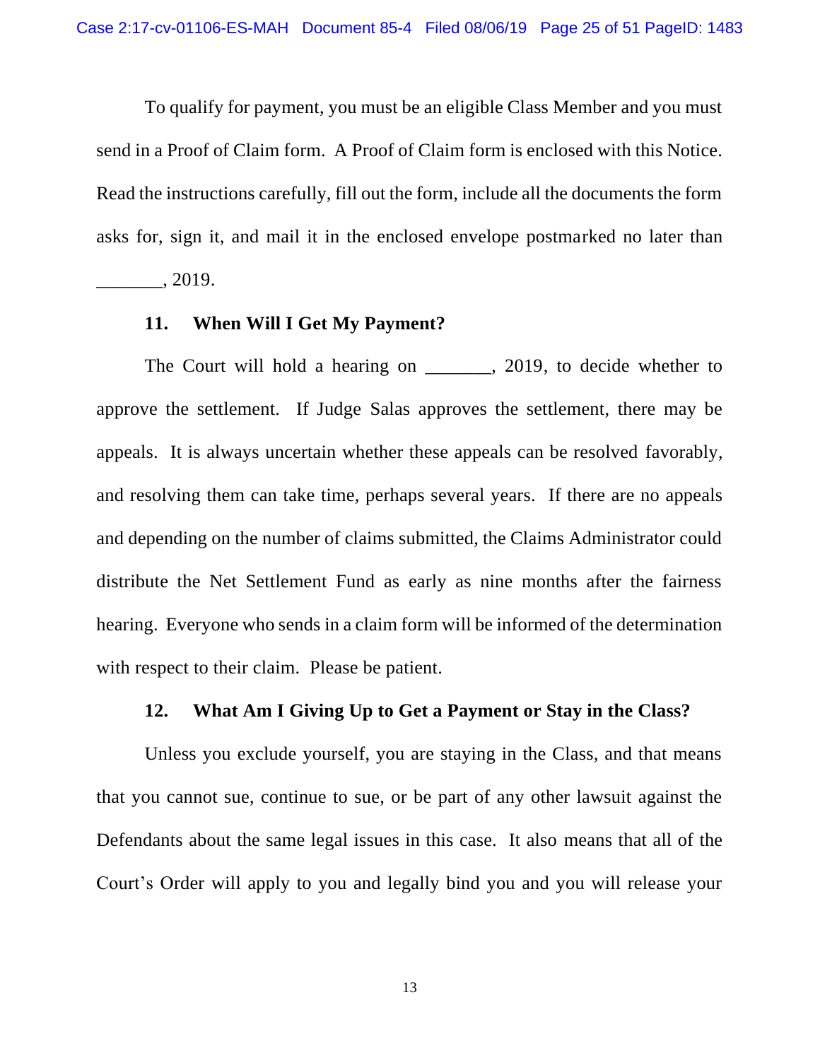To qualify for payment, you must be an eligible Class Member and you must send in a Proof of Claim form. A Proof of Claim form is enclosed with this Notice. Read the instructions carefully, fill out the form, include all the documents the form asks for, sign it, and mail it in the enclosed envelope postmarked no later than _______, 2019.

### 11. When Will I Get My Payment?

The Court will hold a hearing on _______, 2019, to decide whether to approve the settlement. If Judge Salas approves the settlement, there may be appeals. It is always uncertain whether these appeals can be resolved favorably, and resolving them can take time, perhaps several years. If there are no appeals and depending on the number of claims submitted, the Claims Administrator could distribute the Net Settlement Fund as early as nine months after the fairness hearing. Everyone who sends in a claim form will be informed of the determination with respect to their claim. Please be patient.

### 12. What Am I Giving Up to Get a Payment or Stay in the Class?

Unless you exclude yourself, you are staying in the Class, and that means that you cannot sue, continue to sue, or be part of any other lawsuit against the Defendants about the same legal issues in this case. It also means that all of the Court's Order will apply to you and legally bind you and you will release your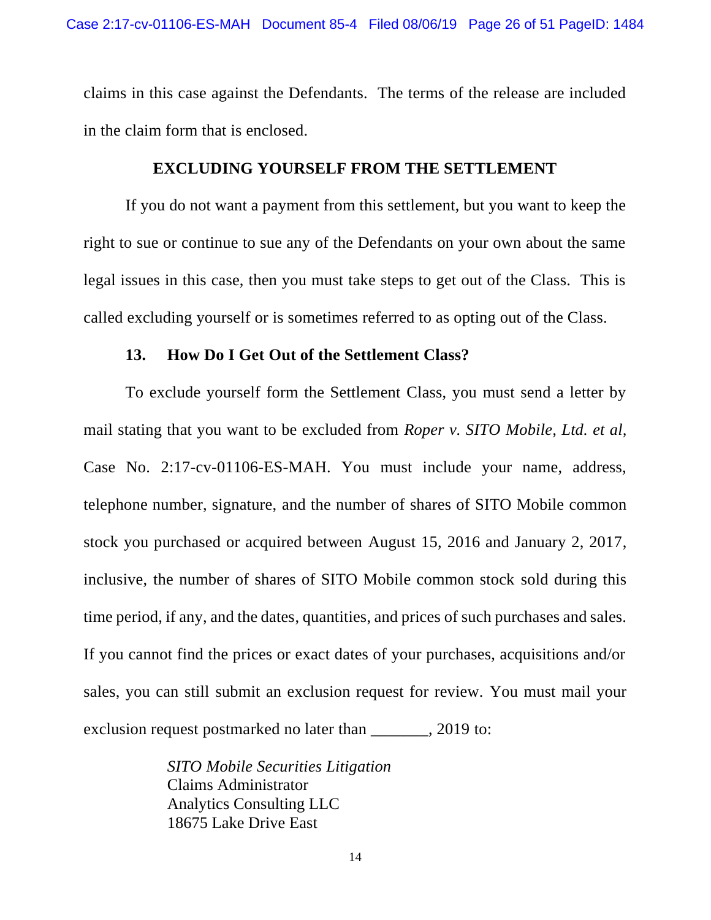claims in this case against the Defendants. The terms of the release are included in the claim form that is enclosed.

## EXCLUDING YOURSELF FROM THE SETTLEMENT

If you do not want a payment from this settlement, but you want to keep the right to sue or continue to sue any of the Defendants on your own about the same legal issues in this case, then you must take steps to get out of the Class. This is called excluding yourself or is sometimes referred to as opting out of the Class.

### 13. How Do I Get Out of the Settlement Class?

To exclude yourself form the Settlement Class, you must send a letter by mail stating that you want to be excluded from *Roper v. SITO Mobile, Ltd. et al*, Case No. 2:17-cv-01106-ES-MAH. You must include your name, address, telephone number, signature, and the number of shares of SITO Mobile common stock you purchased or acquired between August 15, 2016 and January 2, 2017, inclusive, the number of shares of SITO Mobile common stock sold during this time period, if any, and the dates, quantities, and prices of such purchases and sales. If you cannot find the prices or exact dates of your purchases, acquisitions and/or sales, you can still submit an exclusion request for review. You must mail your exclusion request postmarked no later than _______, 2019 to:

*SITO Mobile Securities Litigation*
Claims Administrator
Analytics Consulting LLC
18675 Lake Drive East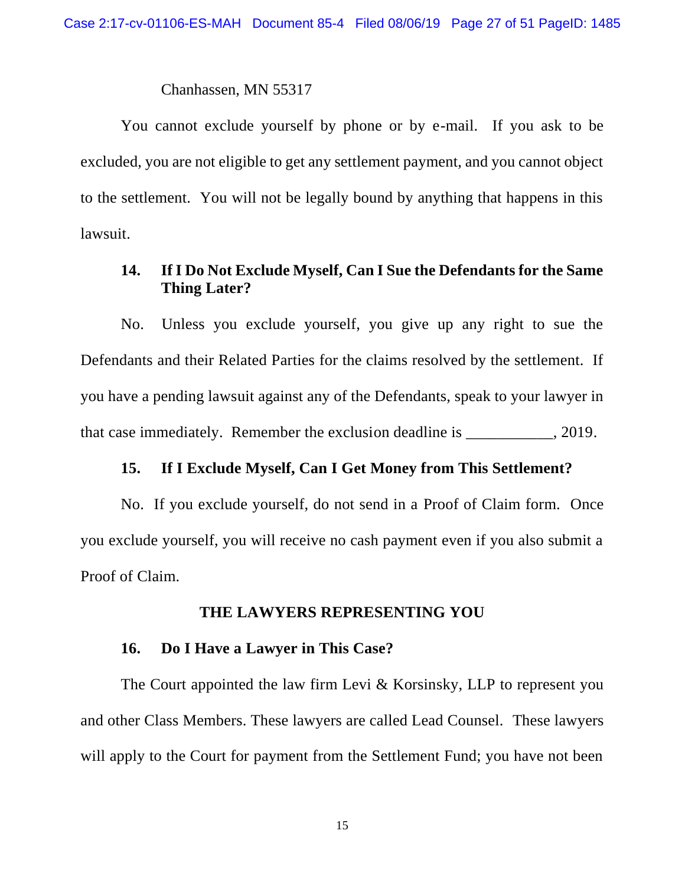Chanhassen, MN 55317

You cannot exclude yourself by phone or by e-mail. If you ask to be excluded, you are not eligible to get any settlement payment, and you cannot object to the settlement. You will not be legally bound by anything that happens in this lawsuit.

### 14. If I Do Not Exclude Myself, Can I Sue the Defendants for the Same Thing Later?

No. Unless you exclude yourself, you give up any right to sue the Defendants and their Related Parties for the claims resolved by the settlement. If you have a pending lawsuit against any of the Defendants, speak to your lawyer in that case immediately. Remember the exclusion deadline is ___________, 2019.

### 15. If I Exclude Myself, Can I Get Money from This Settlement?

No. If you exclude yourself, do not send in a Proof of Claim form. Once you exclude yourself, you will receive no cash payment even if you also submit a Proof of Claim.

## THE LAWYERS REPRESENTING YOU

### 16. Do I Have a Lawyer in This Case?

The Court appointed the law firm Levi & Korsinsky, LLP to represent you and other Class Members. These lawyers are called Lead Counsel. These lawyers will apply to the Court for payment from the Settlement Fund; you have not been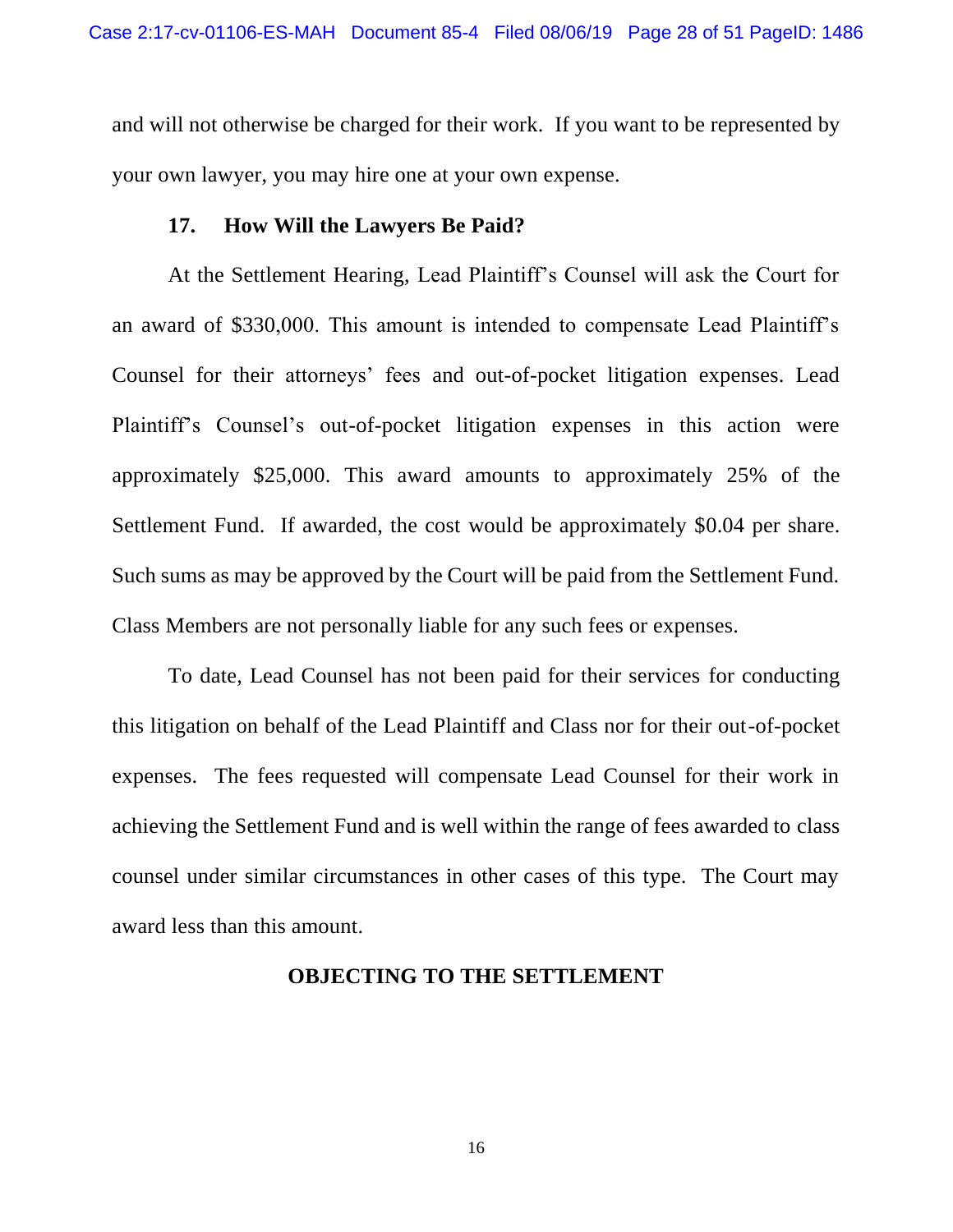and will not otherwise be charged for their work. If you want to be represented by your own lawyer, you may hire one at your own expense.

### 17. How Will the Lawyers Be Paid?

At the Settlement Hearing, Lead Plaintiff's Counsel will ask the Court for an award of $330,000. This amount is intended to compensate Lead Plaintiff's Counsel for their attorneys' fees and out-of-pocket litigation expenses. Lead Plaintiff's Counsel's out-of-pocket litigation expenses in this action were approximately $25,000. This award amounts to approximately 25% of the Settlement Fund. If awarded, the cost would be approximately $0.04 per share. Such sums as may be approved by the Court will be paid from the Settlement Fund. Class Members are not personally liable for any such fees or expenses.

To date, Lead Counsel has not been paid for their services for conducting this litigation on behalf of the Lead Plaintiff and Class nor for their out-of-pocket expenses. The fees requested will compensate Lead Counsel for their work in achieving the Settlement Fund and is well within the range of fees awarded to class counsel under similar circumstances in other cases of this type. The Court may award less than this amount.

## OBJECTING TO THE SETTLEMENT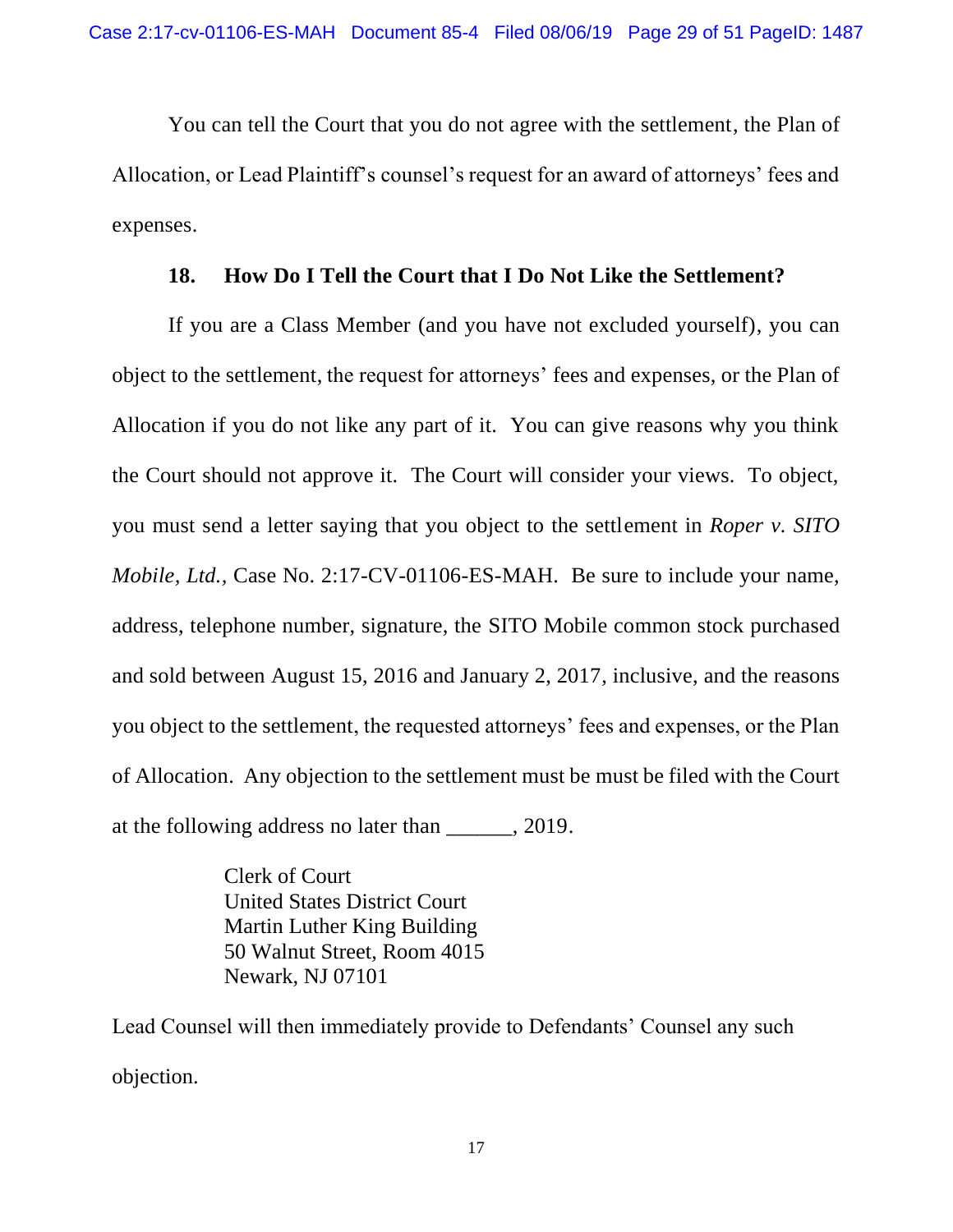You can tell the Court that you do not agree with the settlement, the Plan of Allocation, or Lead Plaintiff's counsel's request for an award of attorneys' fees and expenses.

### 18. How Do I Tell the Court that I Do Not Like the Settlement?

If you are a Class Member (and you have not excluded yourself), you can object to the settlement, the request for attorneys' fees and expenses, or the Plan of Allocation if you do not like any part of it. You can give reasons why you think the Court should not approve it. The Court will consider your views. To object, you must send a letter saying that you object to the settlement in *Roper v. SITO Mobile, Ltd.*, Case No. 2:17-CV-01106-ES-MAH. Be sure to include your name, address, telephone number, signature, the SITO Mobile common stock purchased and sold between August 15, 2016 and January 2, 2017, inclusive, and the reasons you object to the settlement, the requested attorneys' fees and expenses, or the Plan of Allocation. Any objection to the settlement must be must be filed with the Court at the following address no later than ______, 2019.

Clerk of Court
United States District Court
Martin Luther King Building
50 Walnut Street, Room 4015
Newark, NJ 07101

Lead Counsel will then immediately provide to Defendants' Counsel any such objection.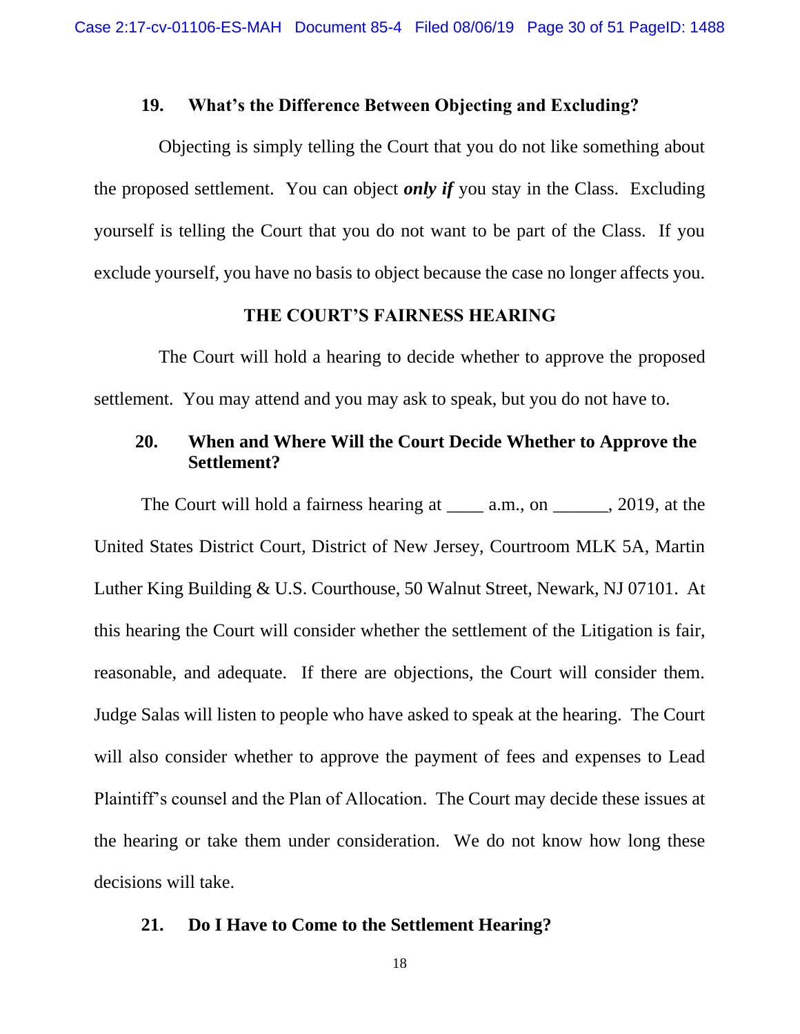### 19. What's the Difference Between Objecting and Excluding?

Objecting is simply telling the Court that you do not like something about the proposed settlement. You can object ***only if*** you stay in the Class. Excluding yourself is telling the Court that you do not want to be part of the Class. If you exclude yourself, you have no basis to object because the case no longer affects you.

## THE COURT'S FAIRNESS HEARING

The Court will hold a hearing to decide whether to approve the proposed settlement. You may attend and you may ask to speak, but you do not have to.

### 20. When and Where Will the Court Decide Whether to Approve the Settlement?

The Court will hold a fairness hearing at ____ a.m., on ______, 2019, at the United States District Court, District of New Jersey, Courtroom MLK 5A, Martin Luther King Building & U.S. Courthouse, 50 Walnut Street, Newark, NJ 07101. At this hearing the Court will consider whether the settlement of the Litigation is fair, reasonable, and adequate. If there are objections, the Court will consider them. Judge Salas will listen to people who have asked to speak at the hearing. The Court will also consider whether to approve the payment of fees and expenses to Lead Plaintiff's counsel and the Plan of Allocation. The Court may decide these issues at the hearing or take them under consideration. We do not know how long these decisions will take.

### 21. Do I Have to Come to the Settlement Hearing?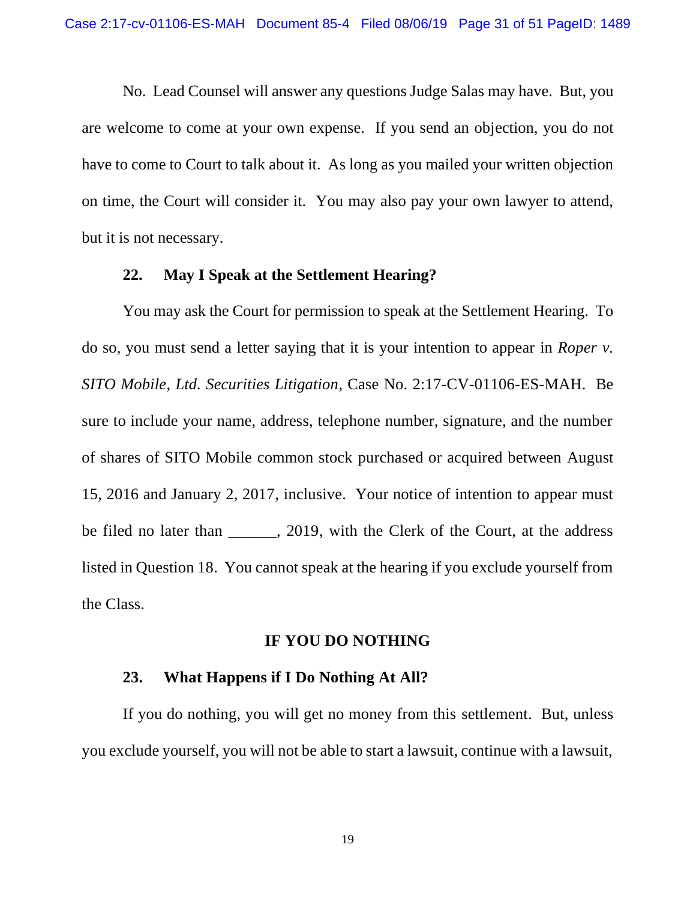No. Lead Counsel will answer any questions Judge Salas may have. But, you are welcome to come at your own expense. If you send an objection, you do not have to come to Court to talk about it. As long as you mailed your written objection on time, the Court will consider it. You may also pay your own lawyer to attend, but it is not necessary.

### 22. May I Speak at the Settlement Hearing?

You may ask the Court for permission to speak at the Settlement Hearing. To do so, you must send a letter saying that it is your intention to appear in *Roper v. SITO Mobile, Ltd. Securities Litigation*, Case No. 2:17-CV-01106-ES-MAH. Be sure to include your name, address, telephone number, signature, and the number of shares of SITO Mobile common stock purchased or acquired between August 15, 2016 and January 2, 2017, inclusive. Your notice of intention to appear must be filed no later than ______, 2019, with the Clerk of the Court, at the address listed in Question 18. You cannot speak at the hearing if you exclude yourself from the Class.

## IF YOU DO NOTHING

### 23. What Happens if I Do Nothing At All?

If you do nothing, you will get no money from this settlement. But, unless you exclude yourself, you will not be able to start a lawsuit, continue with a lawsuit,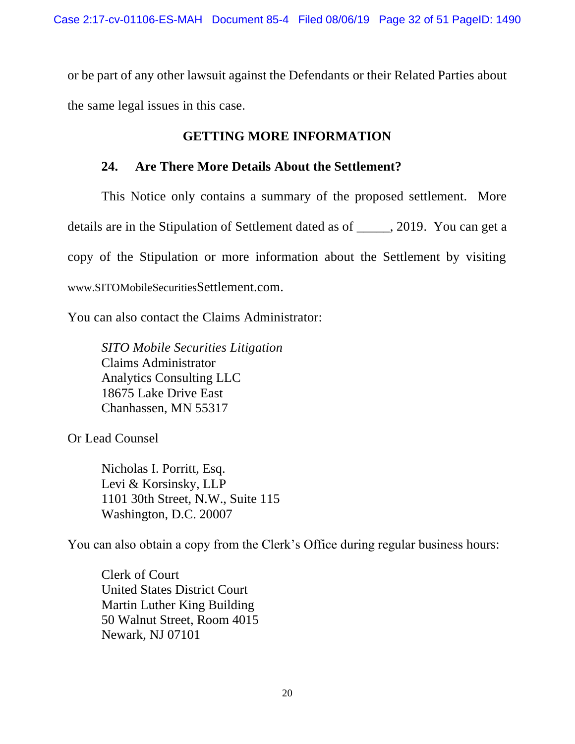or be part of any other lawsuit against the Defendants or their Related Parties about the same legal issues in this case.

## GETTING MORE INFORMATION

### 24. Are There More Details About the Settlement?

This Notice only contains a summary of the proposed settlement. More details are in the Stipulation of Settlement dated as of _____, 2019. You can get a copy of the Stipulation or more information about the Settlement by visiting www.SITOMobileSecuritiesSettlement.com.

You can also contact the Claims Administrator:

*SITO Mobile Securities Litigation*
Claims Administrator
Analytics Consulting LLC
18675 Lake Drive East
Chanhassen, MN 55317

Or Lead Counsel

Nicholas I. Porritt, Esq.
Levi & Korsinsky, LLP
1101 30th Street, N.W., Suite 115
Washington, D.C. 20007

You can also obtain a copy from the Clerk's Office during regular business hours:

Clerk of Court
United States District Court
Martin Luther King Building
50 Walnut Street, Room 4015
Newark, NJ 07101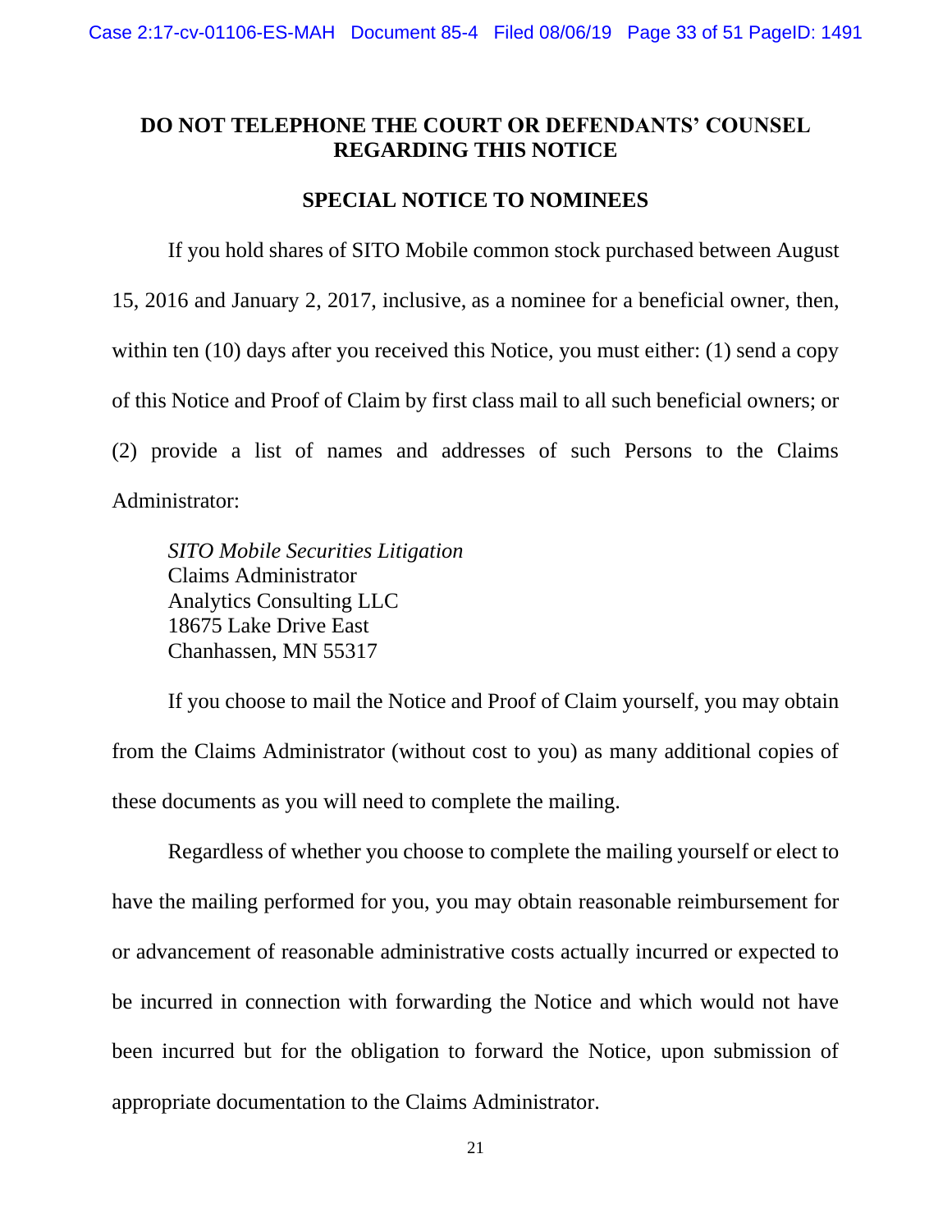**DO NOT TELEPHONE THE COURT OR DEFENDANTS' COUNSEL REGARDING THIS NOTICE**

**SPECIAL NOTICE TO NOMINEES**

If you hold shares of SITO Mobile common stock purchased between August 15, 2016 and January 2, 2017, inclusive, as a nominee for a beneficial owner, then, within ten (10) days after you received this Notice, you must either: (1) send a copy of this Notice and Proof of Claim by first class mail to all such beneficial owners; or (2) provide a list of names and addresses of such Persons to the Claims Administrator:

*SITO Mobile Securities Litigation*
Claims Administrator
Analytics Consulting LLC
18675 Lake Drive East
Chanhassen, MN 55317

If you choose to mail the Notice and Proof of Claim yourself, you may obtain from the Claims Administrator (without cost to you) as many additional copies of these documents as you will need to complete the mailing.

Regardless of whether you choose to complete the mailing yourself or elect to have the mailing performed for you, you may obtain reasonable reimbursement for or advancement of reasonable administrative costs actually incurred or expected to be incurred in connection with forwarding the Notice and which would not have been incurred but for the obligation to forward the Notice, upon submission of appropriate documentation to the Claims Administrator.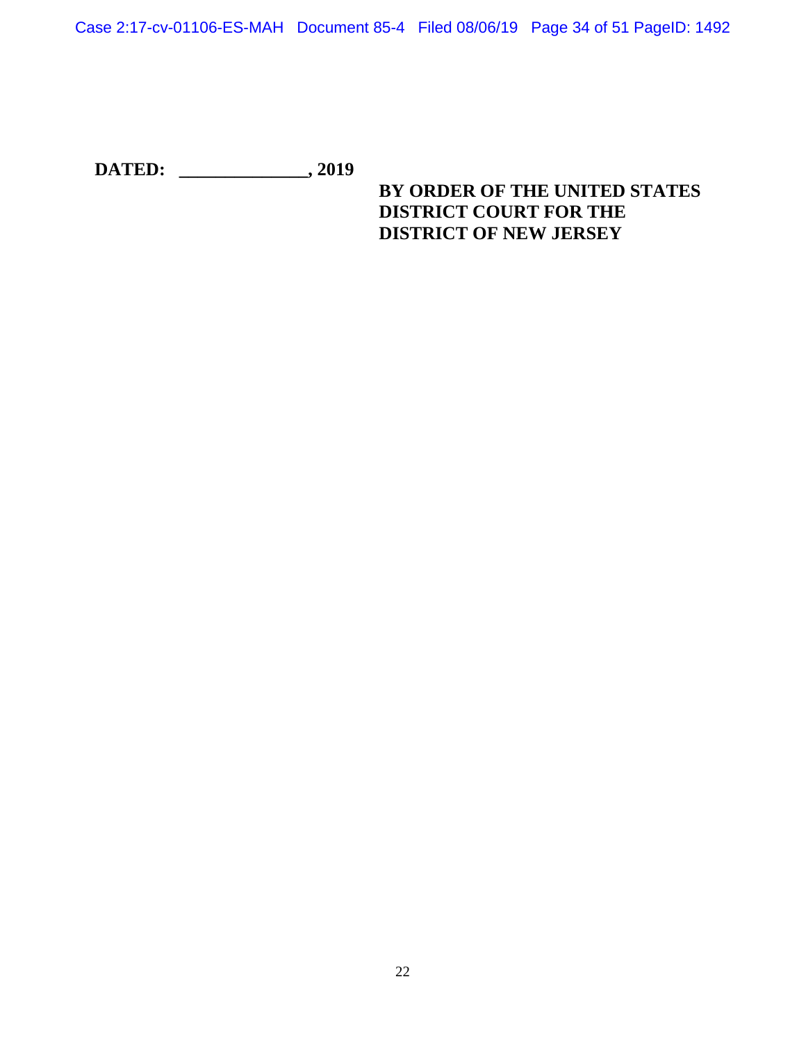**DATED: ______________, 2019**

**BY ORDER OF THE UNITED STATES DISTRICT COURT FOR THE DISTRICT OF NEW JERSEY**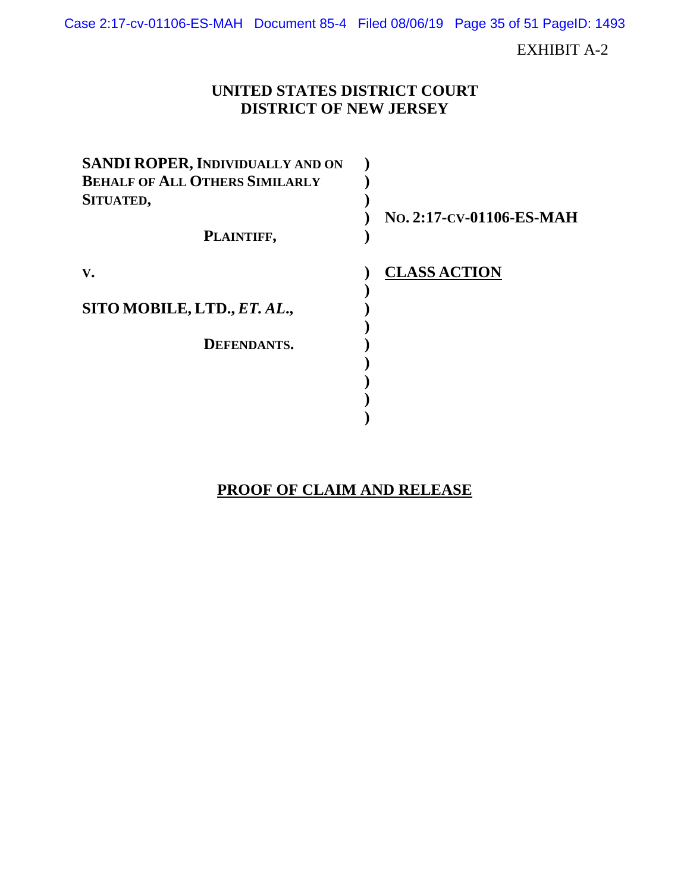EXHIBIT A-2

**UNITED STATES DISTRICT COURT**
**DISTRICT OF NEW JERSEY**

| | | |
|---|---|---|
| **SANDI ROPER, INDIVIDUALLY AND ON BEHALF OF ALL OTHERS SIMILARLY SITUATED,** | ) | **NO. 2:17-CV-01106-ES-MAH** |
| **PLAINTIFF,** | ) | |
| **V.** | ) | **CLASS ACTION** |
| **SITO MOBILE, LTD., *ET. AL.*,** | ) | |
| **DEFENDANTS.** | ) | |

**PROOF OF CLAIM AND RELEASE**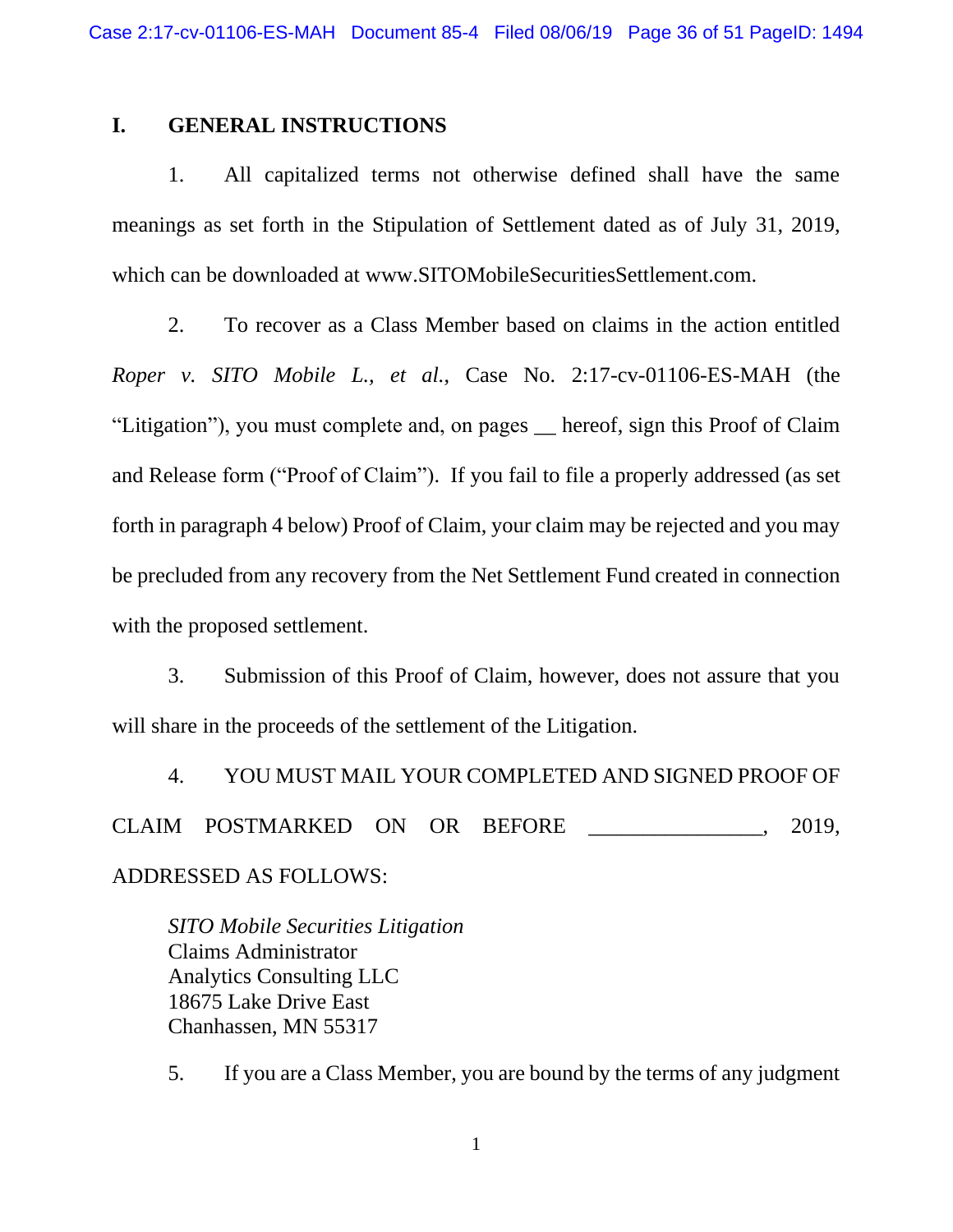## I. GENERAL INSTRUCTIONS

1. All capitalized terms not otherwise defined shall have the same meanings as set forth in the Stipulation of Settlement dated as of July 31, 2019, which can be downloaded at www.SITOMobileSecuritiesSettlement.com.

2. To recover as a Class Member based on claims in the action entitled *Roper v. SITO Mobile L., et al.*, Case No. 2:17-cv-01106-ES-MAH (the "Litigation"), you must complete and, on pages __ hereof, sign this Proof of Claim and Release form ("Proof of Claim"). If you fail to file a properly addressed (as set forth in paragraph 4 below) Proof of Claim, your claim may be rejected and you may be precluded from any recovery from the Net Settlement Fund created in connection with the proposed settlement.

3. Submission of this Proof of Claim, however, does not assure that you will share in the proceeds of the settlement of the Litigation.

4. YOU MUST MAIL YOUR COMPLETED AND SIGNED PROOF OF CLAIM POSTMARKED ON OR BEFORE _______________, 2019, ADDRESSED AS FOLLOWS:

*SITO Mobile Securities Litigation*
Claims Administrator
Analytics Consulting LLC
18675 Lake Drive East
Chanhassen, MN 55317

5. If you are a Class Member, you are bound by the terms of any judgment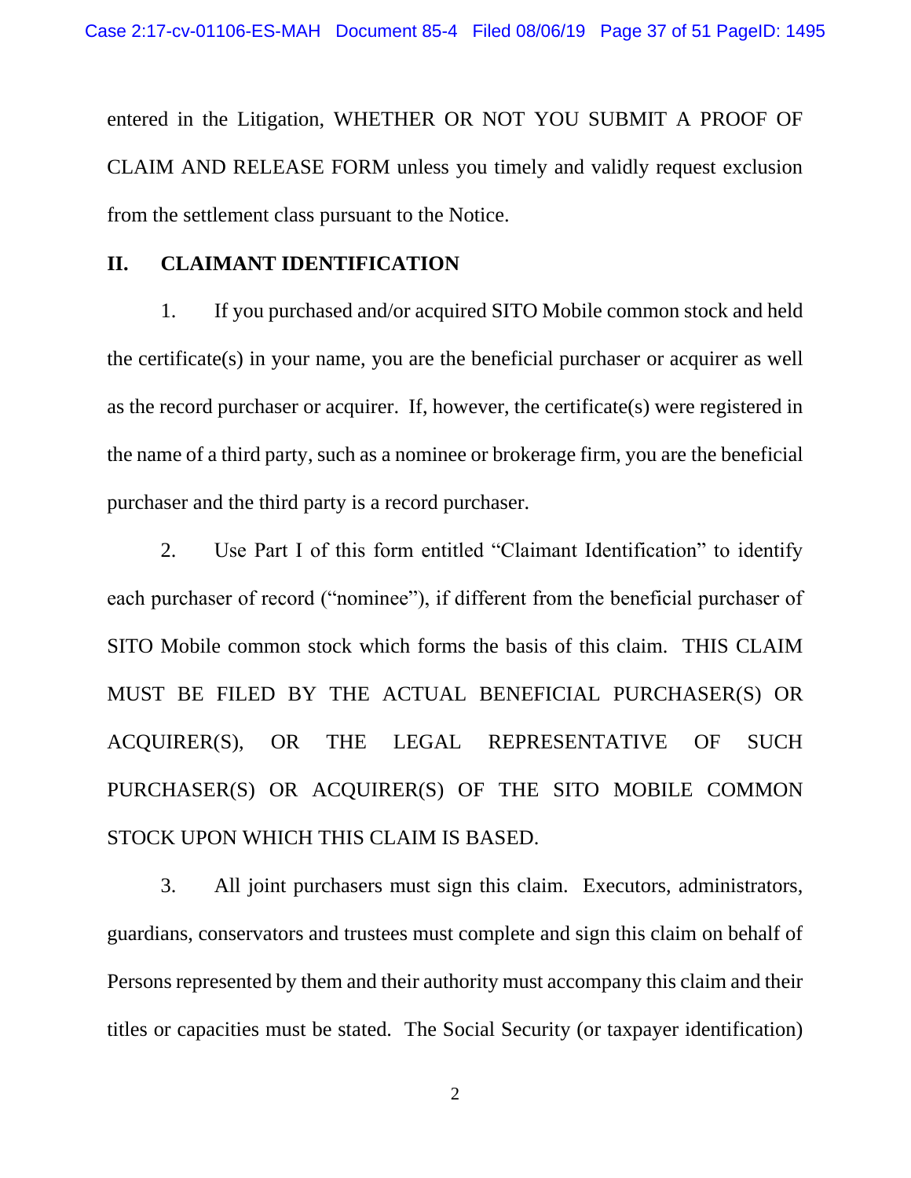entered in the Litigation, WHETHER OR NOT YOU SUBMIT A PROOF OF CLAIM AND RELEASE FORM unless you timely and validly request exclusion from the settlement class pursuant to the Notice.

## II. CLAIMANT IDENTIFICATION

1. If you purchased and/or acquired SITO Mobile common stock and held the certificate(s) in your name, you are the beneficial purchaser or acquirer as well as the record purchaser or acquirer. If, however, the certificate(s) were registered in the name of a third party, such as a nominee or brokerage firm, you are the beneficial purchaser and the third party is a record purchaser.

2. Use Part I of this form entitled "Claimant Identification" to identify each purchaser of record ("nominee"), if different from the beneficial purchaser of SITO Mobile common stock which forms the basis of this claim. THIS CLAIM MUST BE FILED BY THE ACTUAL BENEFICIAL PURCHASER(S) OR ACQUIRER(S), OR THE LEGAL REPRESENTATIVE OF SUCH PURCHASER(S) OR ACQUIRER(S) OF THE SITO MOBILE COMMON STOCK UPON WHICH THIS CLAIM IS BASED.

3. All joint purchasers must sign this claim. Executors, administrators, guardians, conservators and trustees must complete and sign this claim on behalf of Persons represented by them and their authority must accompany this claim and their titles or capacities must be stated. The Social Security (or taxpayer identification)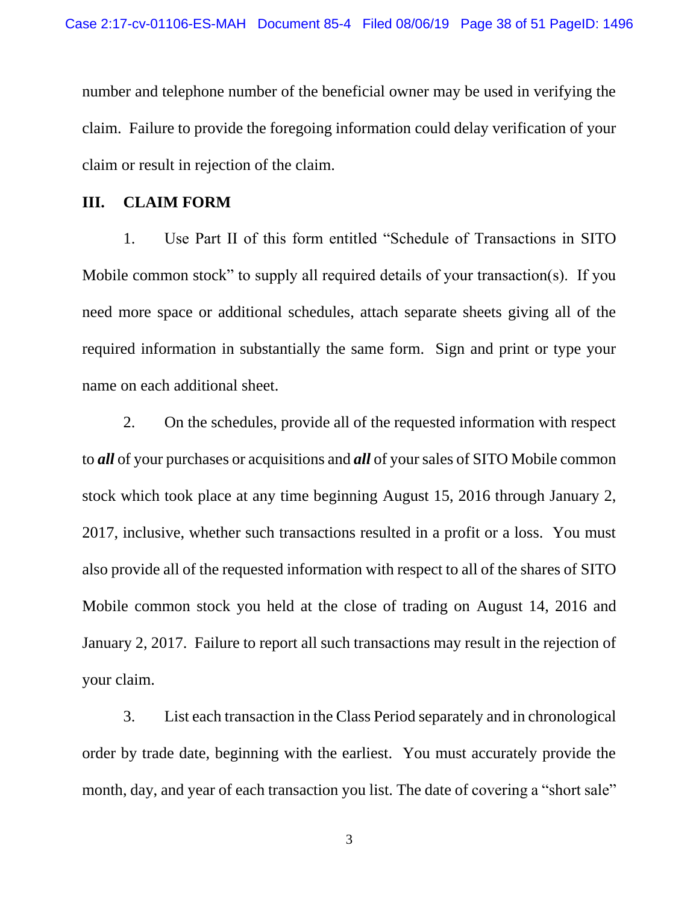number and telephone number of the beneficial owner may be used in verifying the claim. Failure to provide the foregoing information could delay verification of your claim or result in rejection of the claim.

## III. CLAIM FORM

1. Use Part II of this form entitled "Schedule of Transactions in SITO Mobile common stock" to supply all required details of your transaction(s). If you need more space or additional schedules, attach separate sheets giving all of the required information in substantially the same form. Sign and print or type your name on each additional sheet.

2. On the schedules, provide all of the requested information with respect to ***all*** of your purchases or acquisitions and ***all*** of your sales of SITO Mobile common stock which took place at any time beginning August 15, 2016 through January 2, 2017, inclusive, whether such transactions resulted in a profit or a loss. You must also provide all of the requested information with respect to all of the shares of SITO Mobile common stock you held at the close of trading on August 14, 2016 and January 2, 2017. Failure to report all such transactions may result in the rejection of your claim.

3. List each transaction in the Class Period separately and in chronological order by trade date, beginning with the earliest. You must accurately provide the month, day, and year of each transaction you list. The date of covering a "short sale"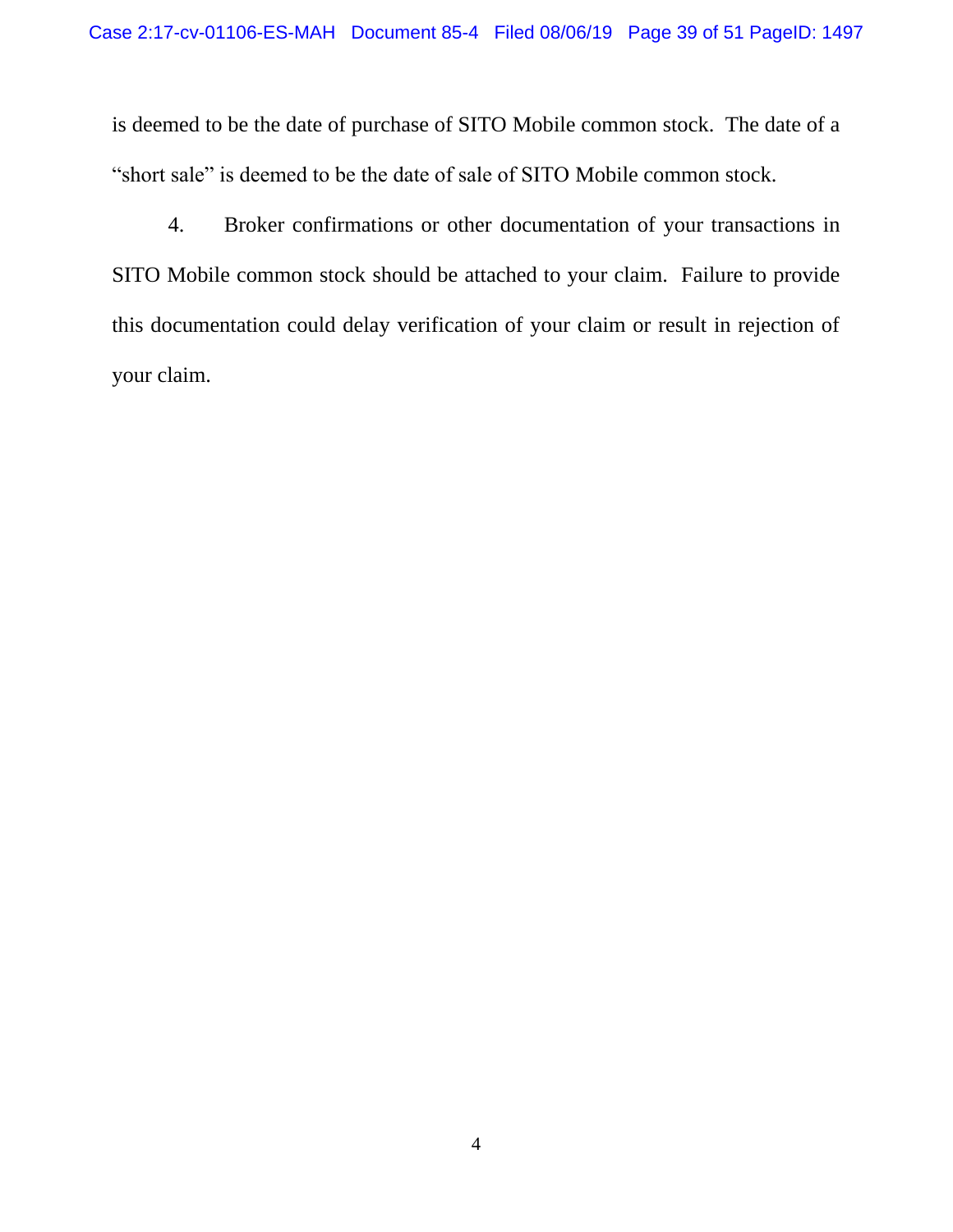is deemed to be the date of purchase of SITO Mobile common stock. The date of a "short sale" is deemed to be the date of sale of SITO Mobile common stock.

4. Broker confirmations or other documentation of your transactions in SITO Mobile common stock should be attached to your claim. Failure to provide this documentation could delay verification of your claim or result in rejection of your claim.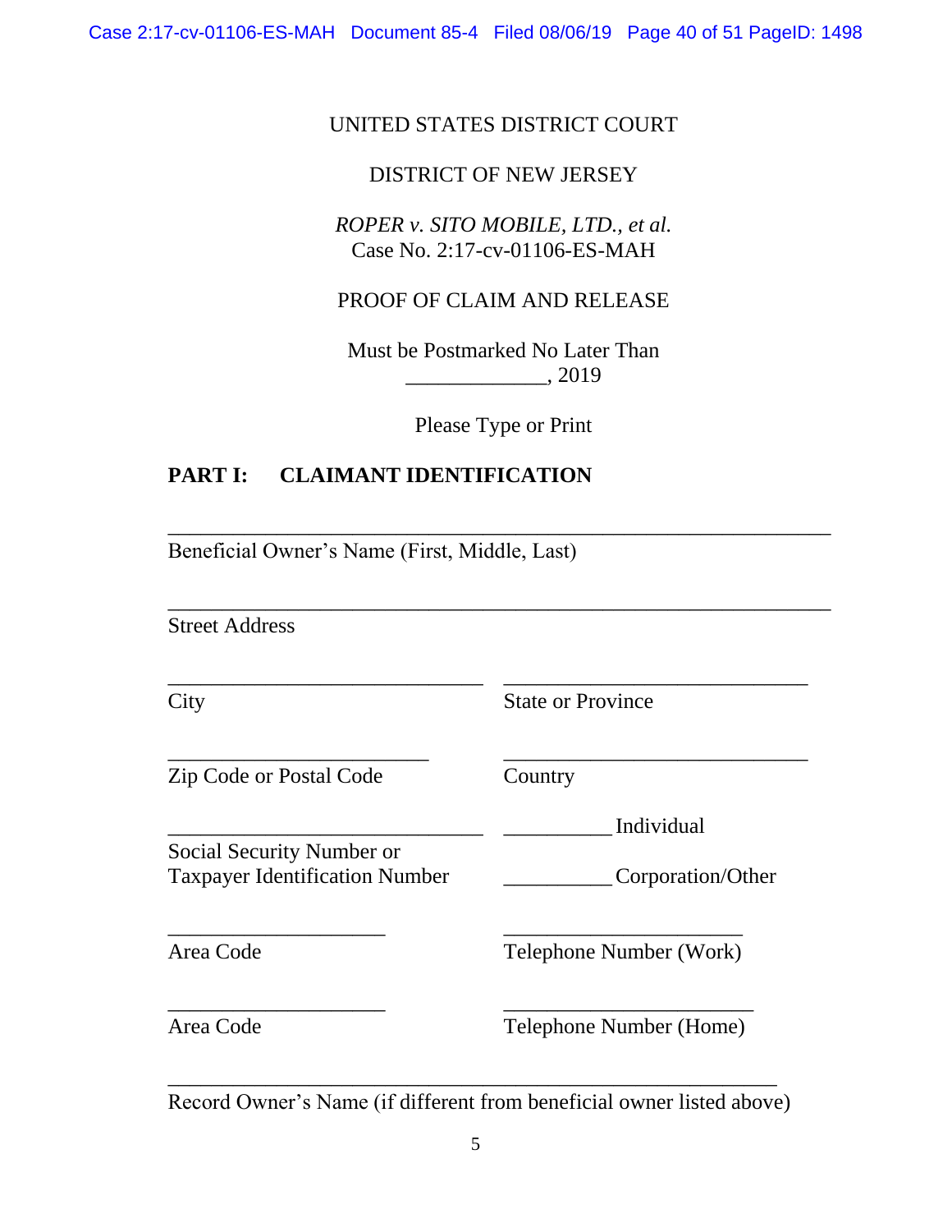UNITED STATES DISTRICT COURT

DISTRICT OF NEW JERSEY

*ROPER v. SITO MOBILE, LTD., et al.*
Case No. 2:17-cv-01106-ES-MAH

PROOF OF CLAIM AND RELEASE

Must be Postmarked No Later Than
_____________, 2019

Please Type or Print

## PART I: CLAIMANT IDENTIFICATION

___________________________________________________________
Beneficial Owner's Name (First, Middle, Last)

___________________________________________________________
Street Address

| | |
|---|---|
| ______________________________ | ______________________________ |
| City | State or Province |
| ________________________ | ______________________________ |
| Zip Code or Postal Code | Country |
| ______________________________ | __________ Individual |
| Social Security Number or Taxpayer Identification Number | __________ Corporation/Other |
| ____________________ | ______________________ |
| Area Code | Telephone Number (Work) |
| ____________________ | ________________________ |
| Area Code | Telephone Number (Home) |

_________________________________________________________
Record Owner's Name (if different from beneficial owner listed above)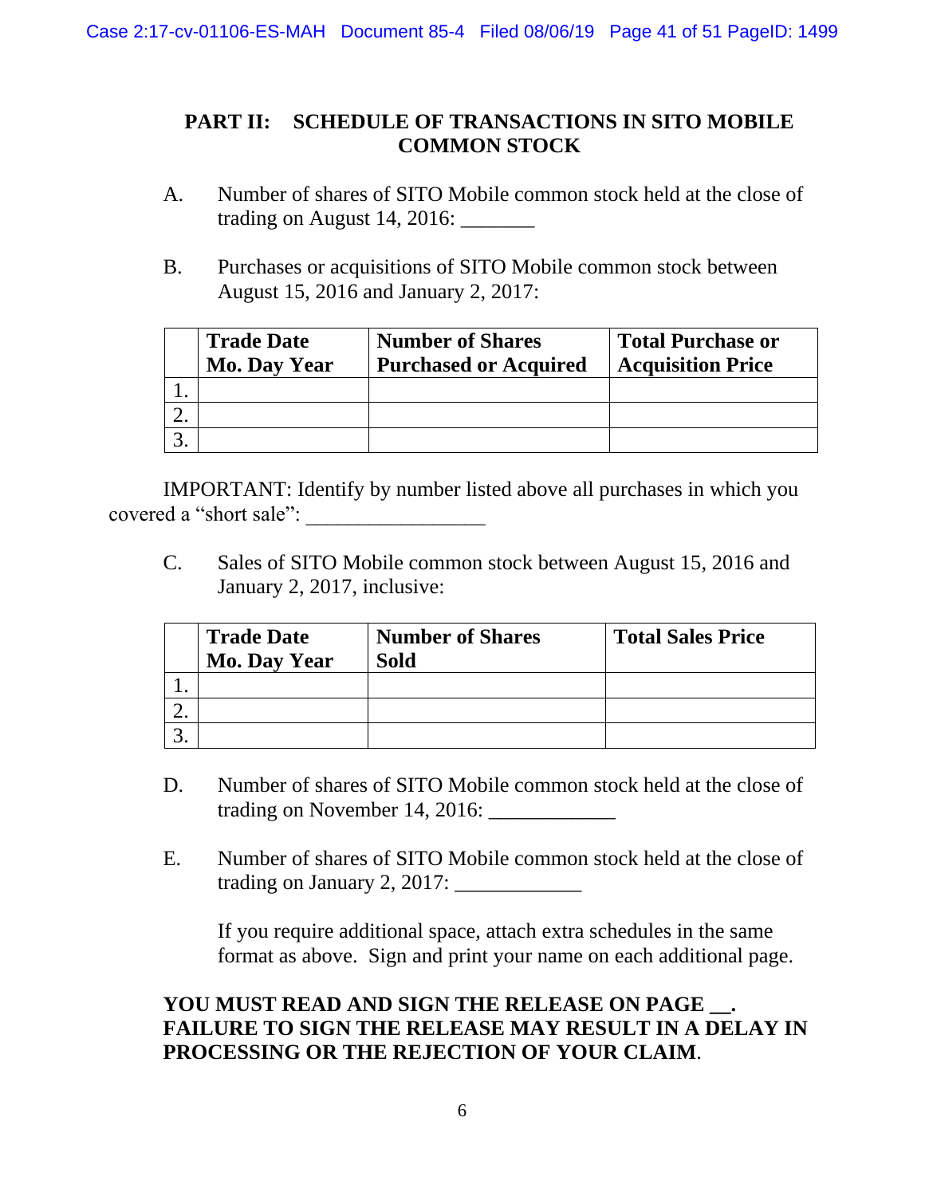## PART II: SCHEDULE OF TRANSACTIONS IN SITO MOBILE COMMON STOCK

A. Number of shares of SITO Mobile common stock held at the close of trading on August 14, 2016: _______

B. Purchases or acquisitions of SITO Mobile common stock between August 15, 2016 and January 2, 2017:

| | **Trade Date Mo. Day Year** | **Number of Shares Purchased or Acquired** | **Total Purchase or Acquisition Price** |
|---|---|---|---|
| 1. | | | |
| 2. | | | |
| 3. | | | |

IMPORTANT: Identify by number listed above all purchases in which you covered a "short sale": _________________

C. Sales of SITO Mobile common stock between August 15, 2016 and January 2, 2017, inclusive:

| | **Trade Date Mo. Day Year** | **Number of Shares Sold** | **Total Sales Price** |
|---|---|---|---|
| 1. | | | |
| 2. | | | |
| 3. | | | |

D. Number of shares of SITO Mobile common stock held at the close of trading on November 14, 2016: ____________

E. Number of shares of SITO Mobile common stock held at the close of trading on January 2, 2017: ____________

If you require additional space, attach extra schedules in the same format as above. Sign and print your name on each additional page.

**YOU MUST READ AND SIGN THE RELEASE ON PAGE __. FAILURE TO SIGN THE RELEASE MAY RESULT IN A DELAY IN PROCESSING OR THE REJECTION OF YOUR CLAIM**.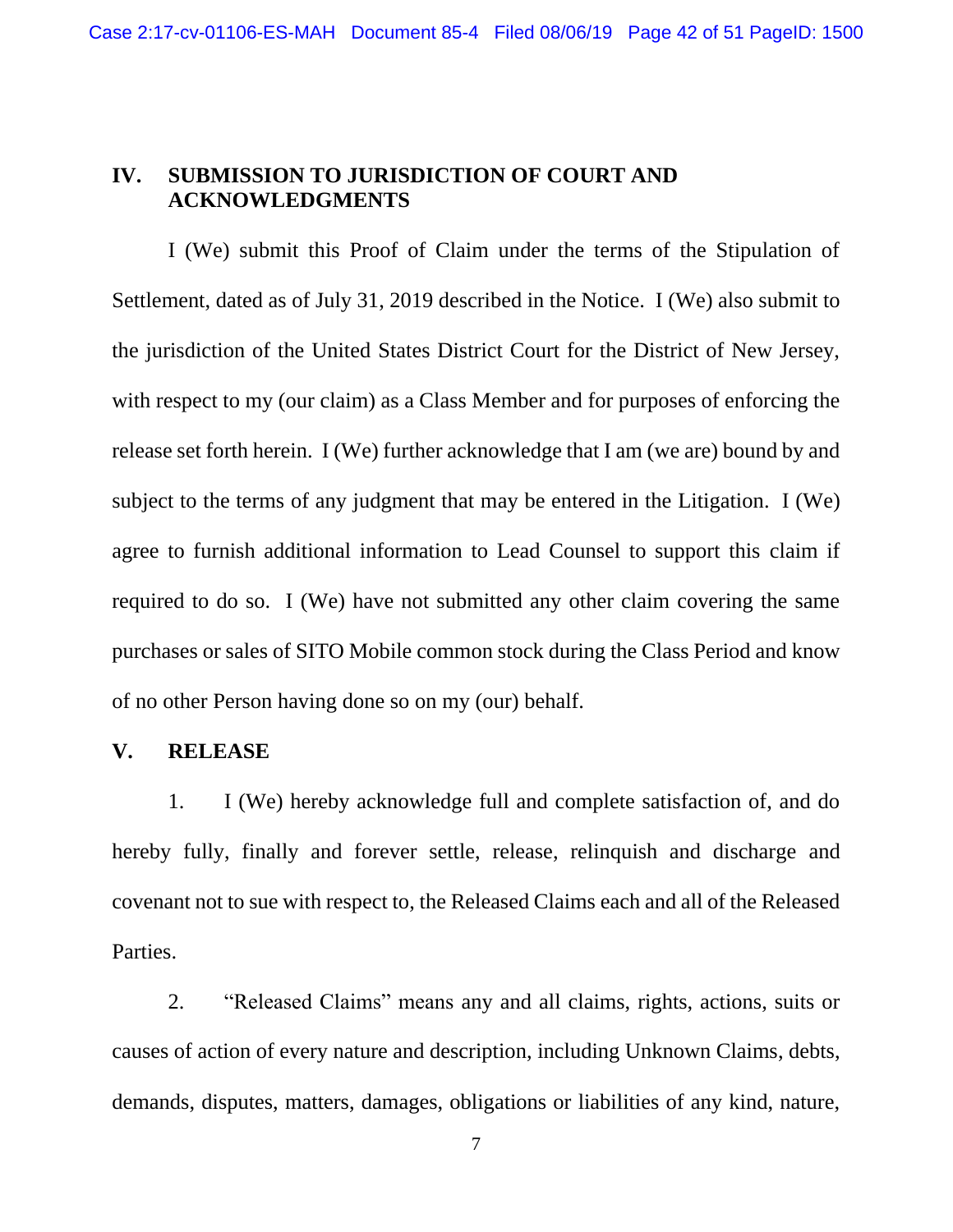## IV. SUBMISSION TO JURISDICTION OF COURT AND ACKNOWLEDGMENTS

I (We) submit this Proof of Claim under the terms of the Stipulation of Settlement, dated as of July 31, 2019 described in the Notice. I (We) also submit to the jurisdiction of the United States District Court for the District of New Jersey, with respect to my (our claim) as a Class Member and for purposes of enforcing the release set forth herein. I (We) further acknowledge that I am (we are) bound by and subject to the terms of any judgment that may be entered in the Litigation. I (We) agree to furnish additional information to Lead Counsel to support this claim if required to do so. I (We) have not submitted any other claim covering the same purchases or sales of SITO Mobile common stock during the Class Period and know of no other Person having done so on my (our) behalf.

## V. RELEASE

1. I (We) hereby acknowledge full and complete satisfaction of, and do hereby fully, finally and forever settle, release, relinquish and discharge and covenant not to sue with respect to, the Released Claims each and all of the Released Parties.

2. "Released Claims" means any and all claims, rights, actions, suits or causes of action of every nature and description, including Unknown Claims, debts, demands, disputes, matters, damages, obligations or liabilities of any kind, nature,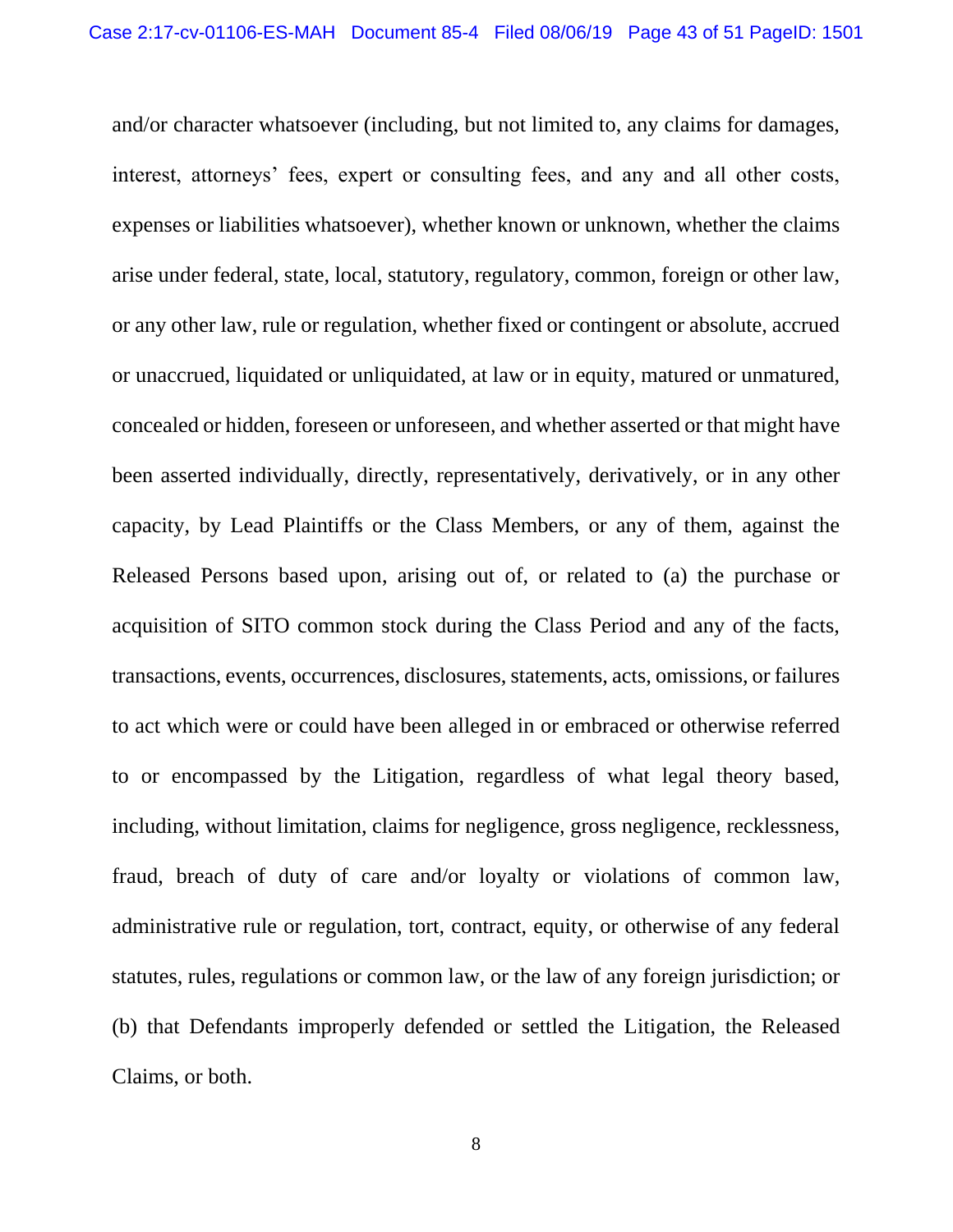and/or character whatsoever (including, but not limited to, any claims for damages, interest, attorneys' fees, expert or consulting fees, and any and all other costs, expenses or liabilities whatsoever), whether known or unknown, whether the claims arise under federal, state, local, statutory, regulatory, common, foreign or other law, or any other law, rule or regulation, whether fixed or contingent or absolute, accrued or unaccrued, liquidated or unliquidated, at law or in equity, matured or unmatured, concealed or hidden, foreseen or unforeseen, and whether asserted or that might have been asserted individually, directly, representatively, derivatively, or in any other capacity, by Lead Plaintiffs or the Class Members, or any of them, against the Released Persons based upon, arising out of, or related to (a) the purchase or acquisition of SITO common stock during the Class Period and any of the facts, transactions, events, occurrences, disclosures, statements, acts, omissions, or failures to act which were or could have been alleged in or embraced or otherwise referred to or encompassed by the Litigation, regardless of what legal theory based, including, without limitation, claims for negligence, gross negligence, recklessness, fraud, breach of duty of care and/or loyalty or violations of common law, administrative rule or regulation, tort, contract, equity, or otherwise of any federal statutes, rules, regulations or common law, or the law of any foreign jurisdiction; or (b) that Defendants improperly defended or settled the Litigation, the Released Claims, or both.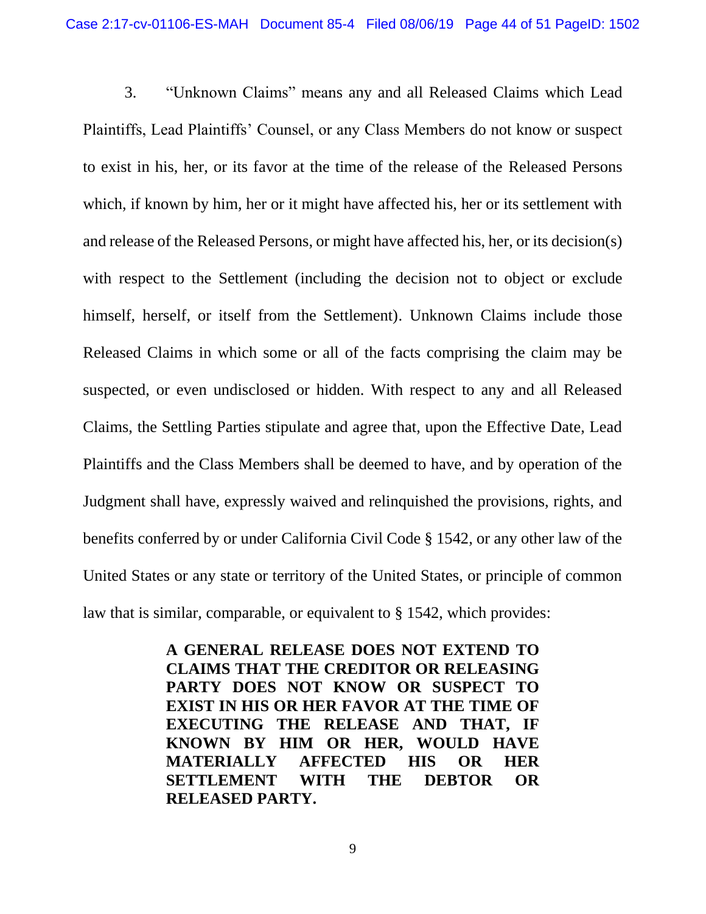3. "Unknown Claims" means any and all Released Claims which Lead Plaintiffs, Lead Plaintiffs' Counsel, or any Class Members do not know or suspect to exist in his, her, or its favor at the time of the release of the Released Persons which, if known by him, her or it might have affected his, her or its settlement with and release of the Released Persons, or might have affected his, her, or its decision(s) with respect to the Settlement (including the decision not to object or exclude himself, herself, or itself from the Settlement). Unknown Claims include those Released Claims in which some or all of the facts comprising the claim may be suspected, or even undisclosed or hidden. With respect to any and all Released Claims, the Settling Parties stipulate and agree that, upon the Effective Date, Lead Plaintiffs and the Class Members shall be deemed to have, and by operation of the Judgment shall have, expressly waived and relinquished the provisions, rights, and benefits conferred by or under California Civil Code § 1542, or any other law of the United States or any state or territory of the United States, or principle of common law that is similar, comparable, or equivalent to § 1542, which provides:

> **A GENERAL RELEASE DOES NOT EXTEND TO CLAIMS THAT THE CREDITOR OR RELEASING PARTY DOES NOT KNOW OR SUSPECT TO EXIST IN HIS OR HER FAVOR AT THE TIME OF EXECUTING THE RELEASE AND THAT, IF KNOWN BY HIM OR HER, WOULD HAVE MATERIALLY AFFECTED HIS OR HER SETTLEMENT WITH THE DEBTOR OR RELEASED PARTY.**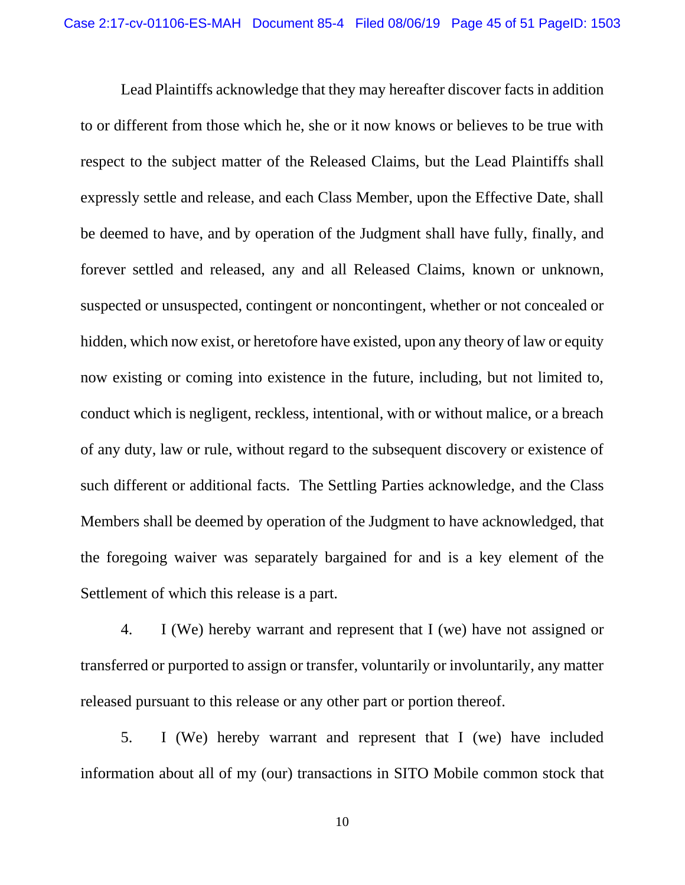Lead Plaintiffs acknowledge that they may hereafter discover facts in addition to or different from those which he, she or it now knows or believes to be true with respect to the subject matter of the Released Claims, but the Lead Plaintiffs shall expressly settle and release, and each Class Member, upon the Effective Date, shall be deemed to have, and by operation of the Judgment shall have fully, finally, and forever settled and released, any and all Released Claims, known or unknown, suspected or unsuspected, contingent or noncontingent, whether or not concealed or hidden, which now exist, or heretofore have existed, upon any theory of law or equity now existing or coming into existence in the future, including, but not limited to, conduct which is negligent, reckless, intentional, with or without malice, or a breach of any duty, law or rule, without regard to the subsequent discovery or existence of such different or additional facts. The Settling Parties acknowledge, and the Class Members shall be deemed by operation of the Judgment to have acknowledged, that the foregoing waiver was separately bargained for and is a key element of the Settlement of which this release is a part.

4. I (We) hereby warrant and represent that I (we) have not assigned or transferred or purported to assign or transfer, voluntarily or involuntarily, any matter released pursuant to this release or any other part or portion thereof.

5. I (We) hereby warrant and represent that I (we) have included information about all of my (our) transactions in SITO Mobile common stock that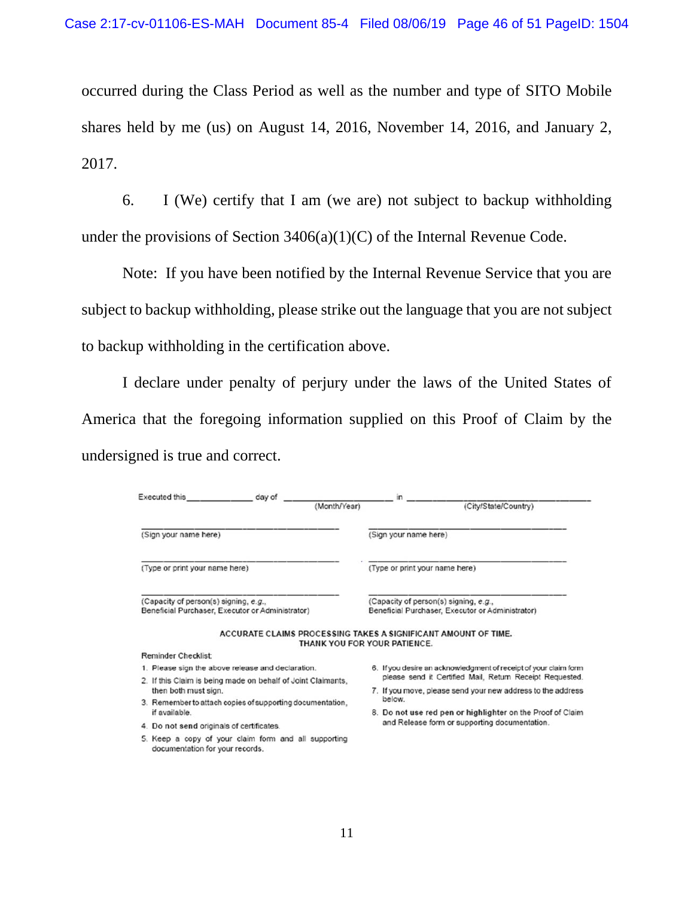occurred during the Class Period as well as the number and type of SITO Mobile shares held by me (us) on August 14, 2016, November 14, 2016, and January 2, 2017.

6. I (We) certify that I am (we are) not subject to backup withholding under the provisions of Section 3406(a)(1)(C) of the Internal Revenue Code.

Note: If you have been notified by the Internal Revenue Service that you are subject to backup withholding, please strike out the language that you are not subject to backup withholding in the certification above.

I declare under penalty of perjury under the laws of the United States of America that the foregoing information supplied on this Proof of Claim by the undersigned is true and correct.

Executed this _____________ day of _____________________ (Month/Year) in _________________________________ (City/State/Country)

| | |
|---|---|
| _________________________________ | _________________________________ |
| (Sign your name here) | (Sign your name here) |
| _________________________________ | _________________________________ |
| (Type or print your name here) | (Type or print your name here) |
| _________________________________ | _________________________________ |
| (Capacity of person(s) signing, *e.g.*, Beneficial Purchaser, Executor or Administrator) | (Capacity of person(s) signing, *e.g.*, Beneficial Purchaser, Executor or Administrator) |

**ACCURATE CLAIMS PROCESSING TAKES A SIGNIFICANT AMOUNT OF TIME. THANK YOU FOR YOUR PATIENCE.**

Reminder Checklist:

1. Please sign the above release and declaration.
2. If this Claim is being made on behalf of Joint Claimants, then both must sign.
3. Remember to attach copies of supporting documentation, if available.
4. Do not **send** originals of certificates.
5. Keep a copy of your claim form and all supporting documentation for your records.
6. If you desire an acknowledgment of receipt of your claim form please send it Certified Mail, Return Receipt Requested.
7. If you move, please send your new address to the address below.
8. **Do not use red pen or highlighter** on the Proof of Claim and Release form or supporting documentation.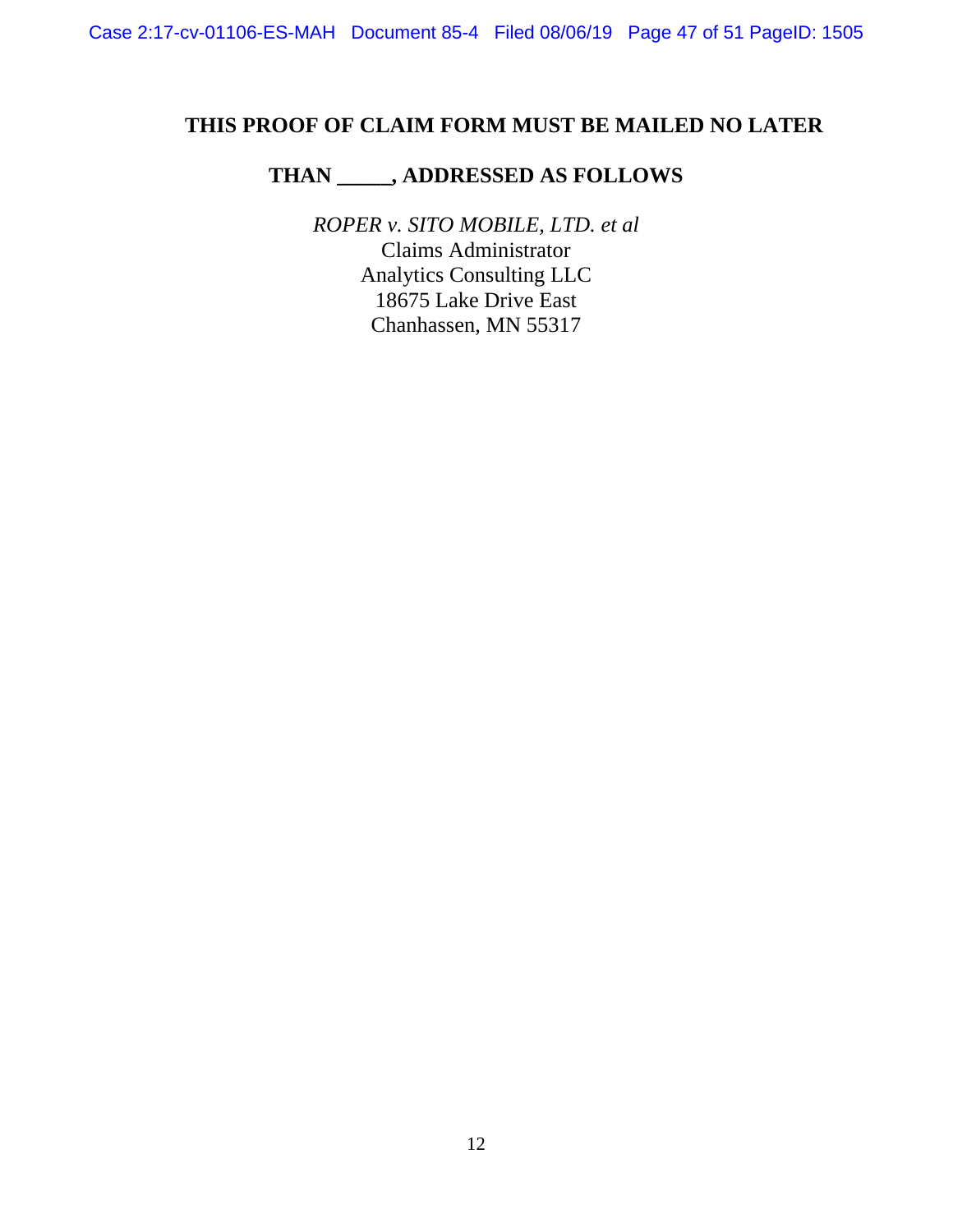**THIS PROOF OF CLAIM FORM MUST BE MAILED NO LATER**

**THAN _____, ADDRESSED AS FOLLOWS**

*ROPER v. SITO MOBILE, LTD. et al*
Claims Administrator
Analytics Consulting LLC
18675 Lake Drive East
Chanhassen, MN 55317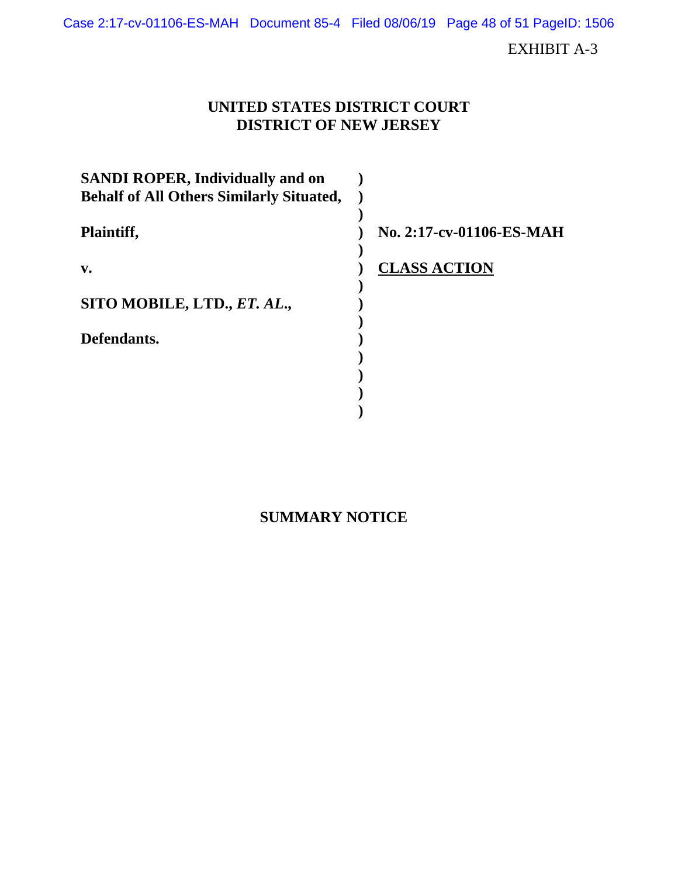EXHIBIT A-3

**UNITED STATES DISTRICT COURT**
**DISTRICT OF NEW JERSEY**

| | | |
|---|---|---|
| **SANDI ROPER, Individually and on Behalf of All Others Similarly Situated,** | ) | |
| | ) | |
| **Plaintiff,** | ) | **No. 2:17-cv-01106-ES-MAH** |
| | ) | |
| **v.** | ) | **CLASS ACTION** |
| | ) | |
| **SITO MOBILE, LTD., *ET. AL*.,** | ) | |
| | ) | |
| **Defendants.** | ) | |

**SUMMARY NOTICE**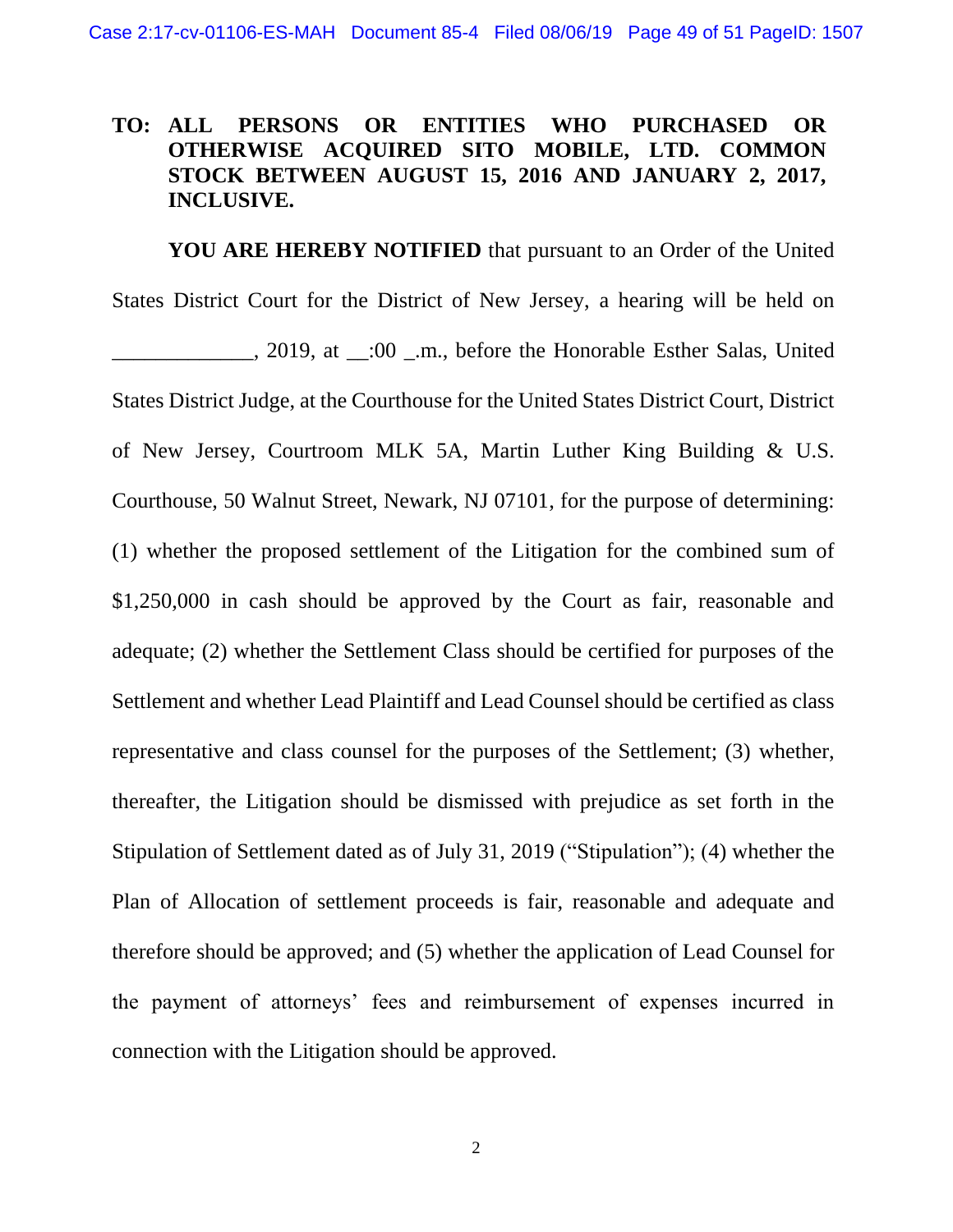**TO: ALL PERSONS OR ENTITIES WHO PURCHASED OR OTHERWISE ACQUIRED SITO MOBILE, LTD. COMMON STOCK BETWEEN AUGUST 15, 2016 AND JANUARY 2, 2017, INCLUSIVE.**

**YOU ARE HEREBY NOTIFIED** that pursuant to an Order of the United States District Court for the District of New Jersey, a hearing will be held on _____________, 2019, at __:00 _.m., before the Honorable Esther Salas, United States District Judge, at the Courthouse for the United States District Court, District of New Jersey, Courtroom MLK 5A, Martin Luther King Building & U.S. Courthouse, 50 Walnut Street, Newark, NJ 07101, for the purpose of determining: (1) whether the proposed settlement of the Litigation for the combined sum of $1,250,000 in cash should be approved by the Court as fair, reasonable and adequate; (2) whether the Settlement Class should be certified for purposes of the Settlement and whether Lead Plaintiff and Lead Counsel should be certified as class representative and class counsel for the purposes of the Settlement; (3) whether, thereafter, the Litigation should be dismissed with prejudice as set forth in the Stipulation of Settlement dated as of July 31, 2019 ("Stipulation"); (4) whether the Plan of Allocation of settlement proceeds is fair, reasonable and adequate and therefore should be approved; and (5) whether the application of Lead Counsel for the payment of attorneys' fees and reimbursement of expenses incurred in connection with the Litigation should be approved.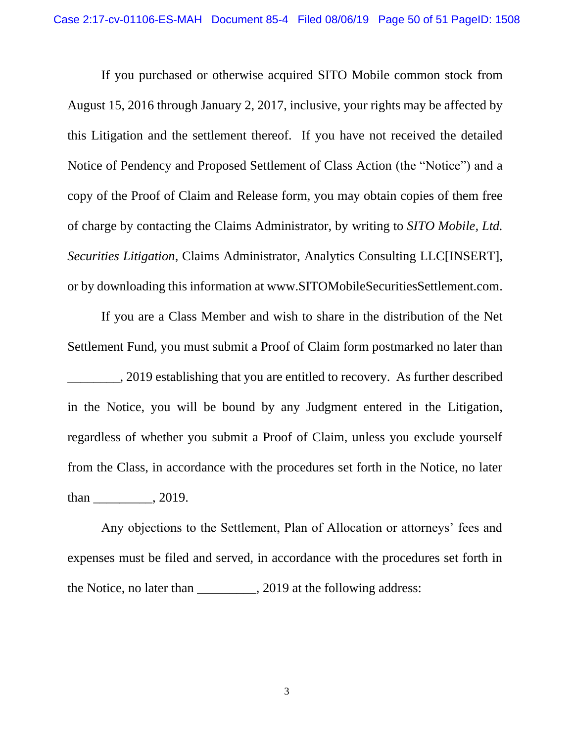If you purchased or otherwise acquired SITO Mobile common stock from August 15, 2016 through January 2, 2017, inclusive, your rights may be affected by this Litigation and the settlement thereof. If you have not received the detailed Notice of Pendency and Proposed Settlement of Class Action (the "Notice") and a copy of the Proof of Claim and Release form, you may obtain copies of them free of charge by contacting the Claims Administrator, by writing to *SITO Mobile, Ltd. Securities Litigation*, Claims Administrator, Analytics Consulting LLC[INSERT], or by downloading this information at www.SITOMobileSecuritiesSettlement.com.

If you are a Class Member and wish to share in the distribution of the Net Settlement Fund, you must submit a Proof of Claim form postmarked no later than ________, 2019 establishing that you are entitled to recovery. As further described in the Notice, you will be bound by any Judgment entered in the Litigation, regardless of whether you submit a Proof of Claim, unless you exclude yourself from the Class, in accordance with the procedures set forth in the Notice, no later than _________, 2019.

Any objections to the Settlement, Plan of Allocation or attorneys' fees and expenses must be filed and served, in accordance with the procedures set forth in the Notice, no later than _________, 2019 at the following address: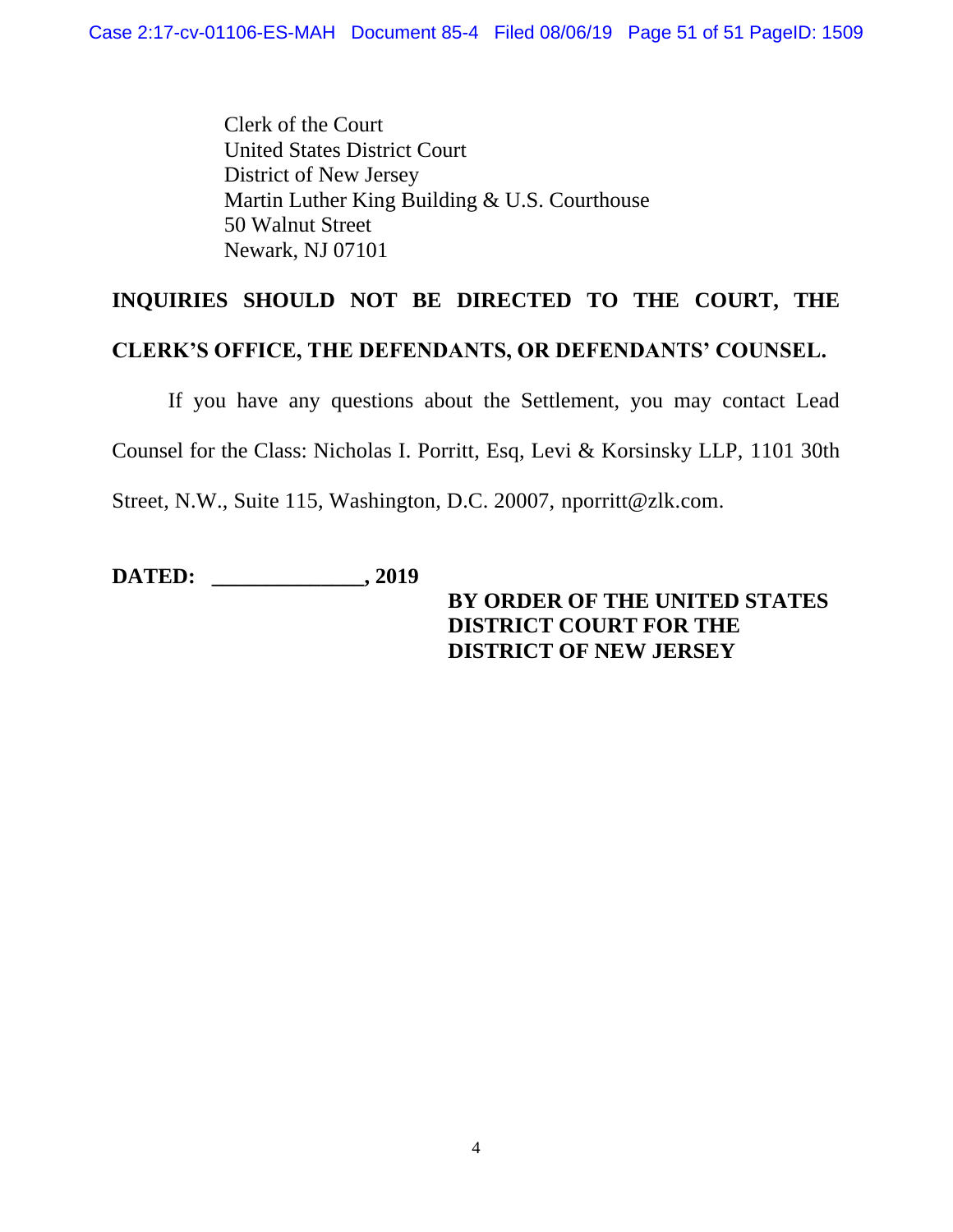Clerk of the Court
United States District Court
District of New Jersey
Martin Luther King Building & U.S. Courthouse
50 Walnut Street
Newark, NJ 07101

**INQUIRIES SHOULD NOT BE DIRECTED TO THE COURT, THE CLERK'S OFFICE, THE DEFENDANTS, OR DEFENDANTS' COUNSEL.**

If you have any questions about the Settlement, you may contact Lead Counsel for the Class: Nicholas I. Porritt, Esq, Levi & Korsinsky LLP, 1101 30th Street, N.W., Suite 115, Washington, D.C. 20007, nporritt@zlk.com.

**DATED: ______________, 2019**

**BY ORDER OF THE UNITED STATES DISTRICT COURT FOR THE DISTRICT OF NEW JERSEY**